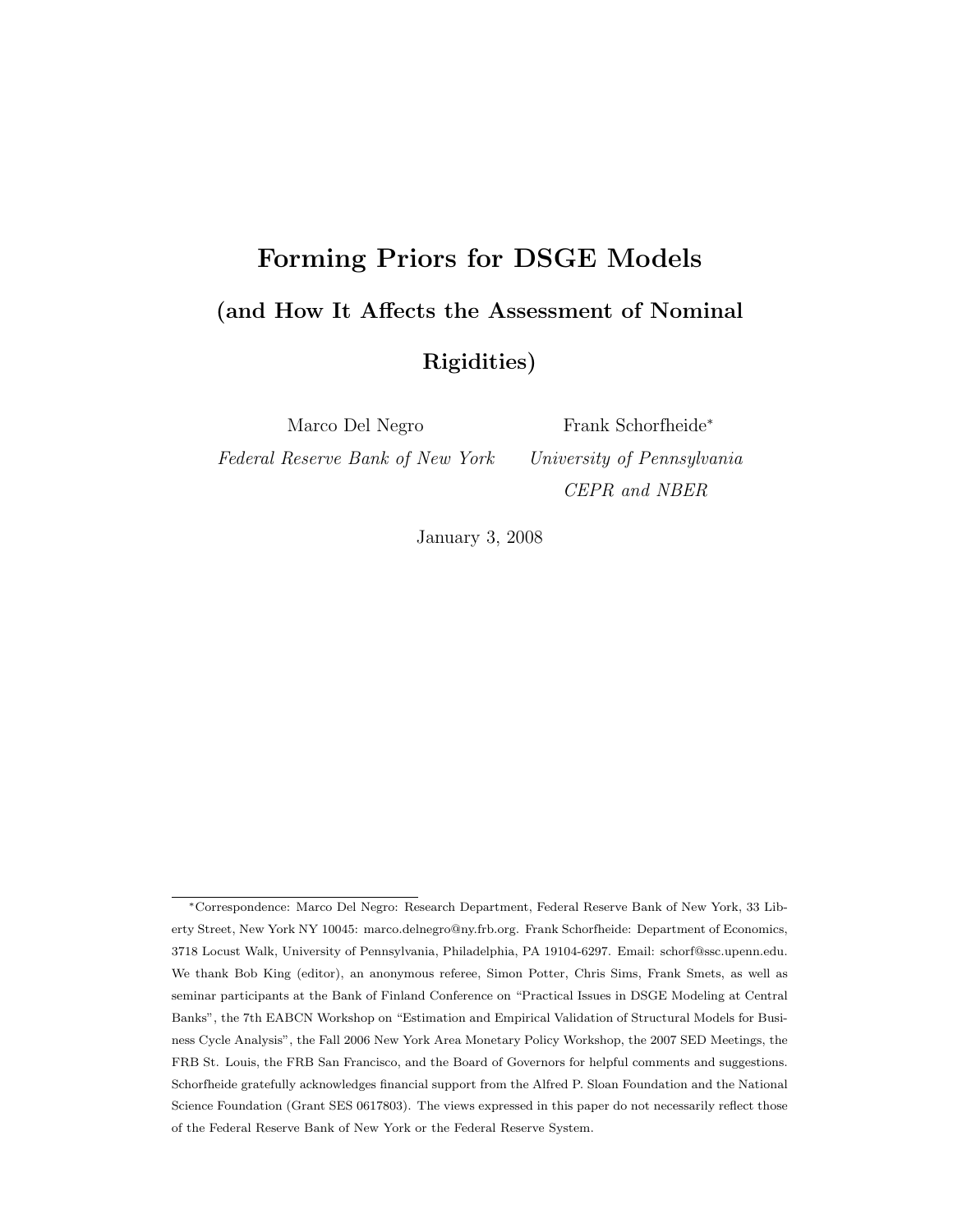# Forming Priors for DSGE Models

## (and How It Affects the Assessment of Nominal Rigidities)

Marco Del Negro
*Federal Reserve Bank of New York*

Frank Schorfheide*
*University of Pennsylvania*
*CEPR and NBER*

January 3, 2008

---

*Correspondence: Marco Del Negro: Research Department, Federal Reserve Bank of New York, 33 Liberty Street, New York NY 10045: marco.delnegro@ny.frb.org. Frank Schorfheide: Department of Economics, 3718 Locust Walk, University of Pennsylvania, Philadelphia, PA 19104-6297. Email: schorf@ssc.upenn.edu. We thank Bob King (editor), an anonymous referee, Simon Potter, Chris Sims, Frank Smets, as well as seminar participants at the Bank of Finland Conference on "Practical Issues in DSGE Modeling at Central Banks", the 7th EABCN Workshop on "Estimation and Empirical Validation of Structural Models for Business Cycle Analysis", the Fall 2006 New York Area Monetary Policy Workshop, the 2007 SED Meetings, the FRB St. Louis, the FRB San Francisco, and the Board of Governors for helpful comments and suggestions. Schorfheide gratefully acknowledges financial support from the Alfred P. Sloan Foundation and the National Science Foundation (Grant SES 0617803). The views expressed in this paper do not necessarily reflect those of the Federal Reserve Bank of New York or the Federal Reserve System.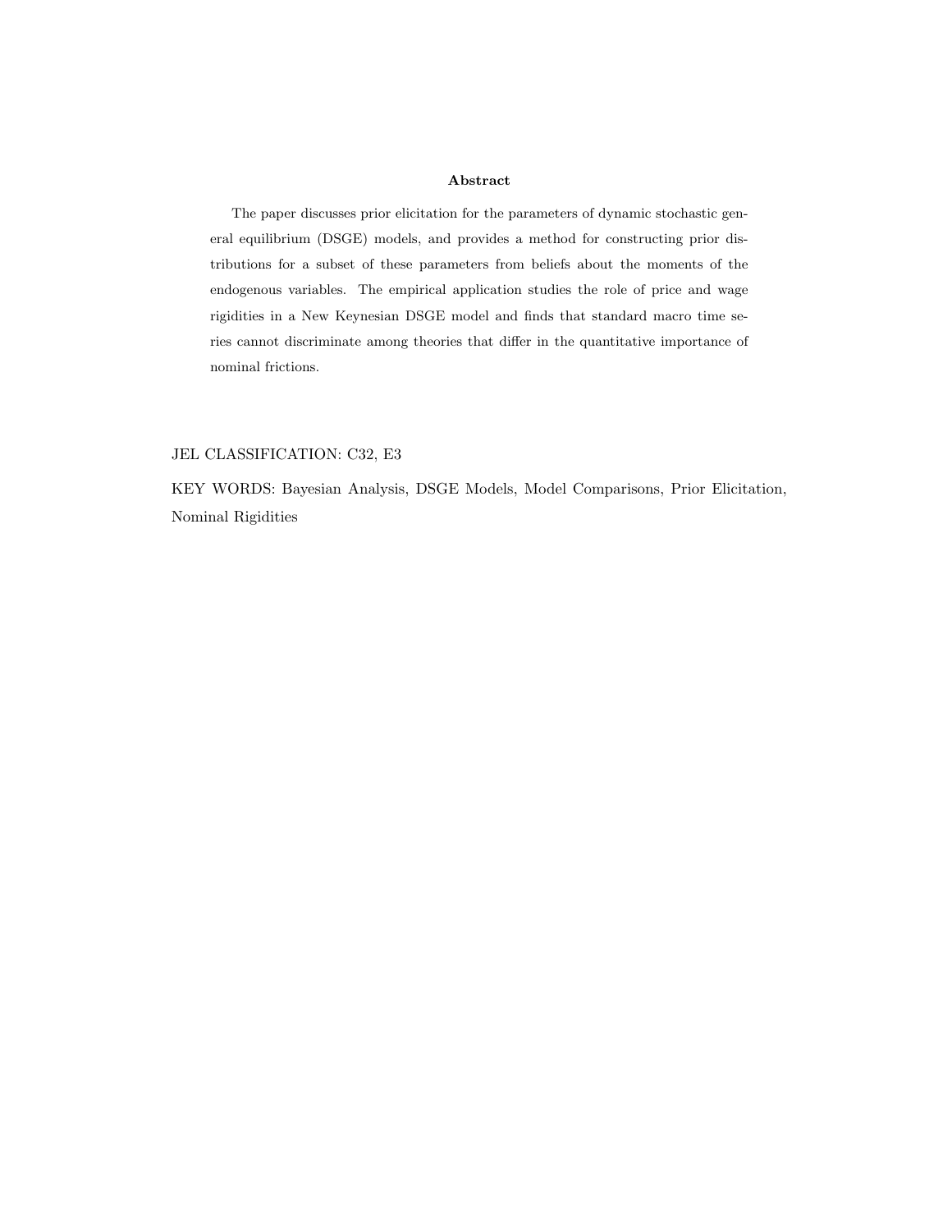**Abstract**

The paper discusses prior elicitation for the parameters of dynamic stochastic general equilibrium (DSGE) models, and provides a method for constructing prior distributions for a subset of these parameters from beliefs about the moments of the endogenous variables. The empirical application studies the role of price and wage rigidities in a New Keynesian DSGE model and finds that standard macro time series cannot discriminate among theories that differ in the quantitative importance of nominal frictions.

JEL CLASSIFICATION: C32, E3

KEY WORDS: Bayesian Analysis, DSGE Models, Model Comparisons, Prior Elicitation, Nominal Rigidities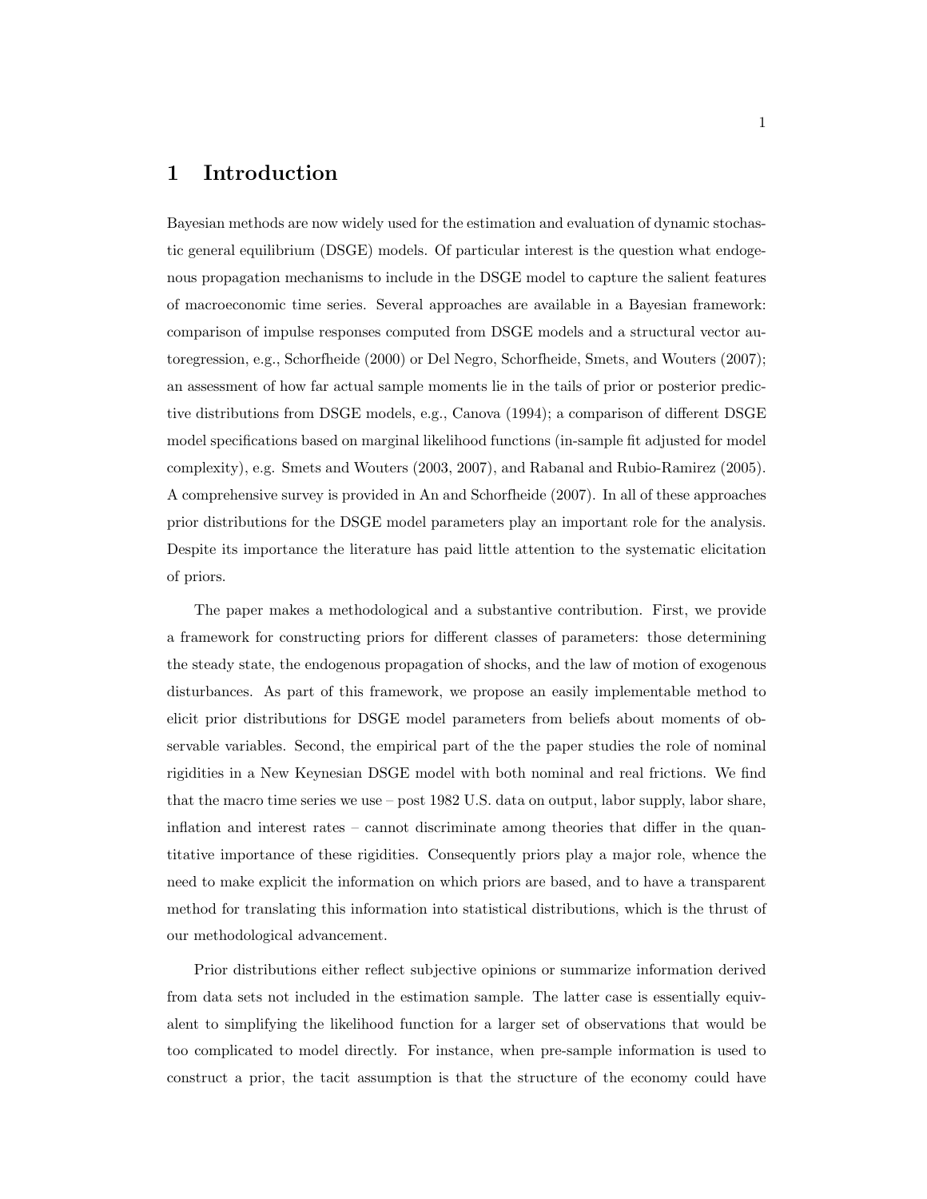# 1 Introduction

Bayesian methods are now widely used for the estimation and evaluation of dynamic stochastic general equilibrium (DSGE) models. Of particular interest is the question what endogenous propagation mechanisms to include in the DSGE model to capture the salient features of macroeconomic time series. Several approaches are available in a Bayesian framework: comparison of impulse responses computed from DSGE models and a structural vector autoregression, e.g., Schorfheide (2000) or Del Negro, Schorfheide, Smets, and Wouters (2007); an assessment of how far actual sample moments lie in the tails of prior or posterior predictive distributions from DSGE models, e.g., Canova (1994); a comparison of different DSGE model specifications based on marginal likelihood functions (in-sample fit adjusted for model complexity), e.g. Smets and Wouters (2003, 2007), and Rabanal and Rubio-Ramirez (2005). A comprehensive survey is provided in An and Schorfheide (2007). In all of these approaches prior distributions for the DSGE model parameters play an important role for the analysis. Despite its importance the literature has paid little attention to the systematic elicitation of priors.

The paper makes a methodological and a substantive contribution. First, we provide a framework for constructing priors for different classes of parameters: those determining the steady state, the endogenous propagation of shocks, and the law of motion of exogenous disturbances. As part of this framework, we propose an easily implementable method to elicit prior distributions for DSGE model parameters from beliefs about moments of observable variables. Second, the empirical part of the the paper studies the role of nominal rigidities in a New Keynesian DSGE model with both nominal and real frictions. We find that the macro time series we use – post 1982 U.S. data on output, labor supply, labor share, inflation and interest rates – cannot discriminate among theories that differ in the quantitative importance of these rigidities. Consequently priors play a major role, whence the need to make explicit the information on which priors are based, and to have a transparent method for translating this information into statistical distributions, which is the thrust of our methodological advancement.

Prior distributions either reflect subjective opinions or summarize information derived from data sets not included in the estimation sample. The latter case is essentially equivalent to simplifying the likelihood function for a larger set of observations that would be too complicated to model directly. For instance, when pre-sample information is used to construct a prior, the tacit assumption is that the structure of the economy could have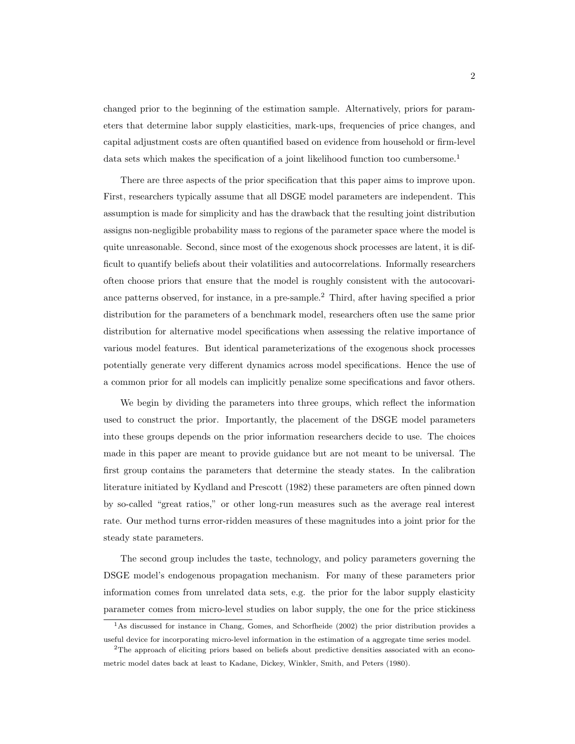changed prior to the beginning of the estimation sample. Alternatively, priors for parameters that determine labor supply elasticities, mark-ups, frequencies of price changes, and capital adjustment costs are often quantified based on evidence from household or firm-level data sets which makes the specification of a joint likelihood function too cumbersome.[1]

There are three aspects of the prior specification that this paper aims to improve upon. First, researchers typically assume that all DSGE model parameters are independent. This assumption is made for simplicity and has the drawback that the resulting joint distribution assigns non-negligible probability mass to regions of the parameter space where the model is quite unreasonable. Second, since most of the exogenous shock processes are latent, it is difficult to quantify beliefs about their volatilities and autocorrelations. Informally researchers often choose priors that ensure that the model is roughly consistent with the autocovariance patterns observed, for instance, in a pre-sample.[2] Third, after having specified a prior distribution for the parameters of a benchmark model, researchers often use the same prior distribution for alternative model specifications when assessing the relative importance of various model features. But identical parameterizations of the exogenous shock processes potentially generate very different dynamics across model specifications. Hence the use of a common prior for all models can implicitly penalize some specifications and favor others.

We begin by dividing the parameters into three groups, which reflect the information used to construct the prior. Importantly, the placement of the DSGE model parameters into these groups depends on the prior information researchers decide to use. The choices made in this paper are meant to provide guidance but are not meant to be universal. The first group contains the parameters that determine the steady states. In the calibration literature initiated by Kydland and Prescott (1982) these parameters are often pinned down by so-called "great ratios," or other long-run measures such as the average real interest rate. Our method turns error-ridden measures of these magnitudes into a joint prior for the steady state parameters.

The second group includes the taste, technology, and policy parameters governing the DSGE model's endogenous propagation mechanism. For many of these parameters prior information comes from unrelated data sets, e.g. the prior for the labor supply elasticity parameter comes from micro-level studies on labor supply, the one for the price stickiness

[1] As discussed for instance in Chang, Gomes, and Schorfheide (2002) the prior distribution provides a useful device for incorporating micro-level information in the estimation of a aggregate time series model.

[2] The approach of eliciting priors based on beliefs about predictive densities associated with an econometric model dates back at least to Kadane, Dickey, Winkler, Smith, and Peters (1980).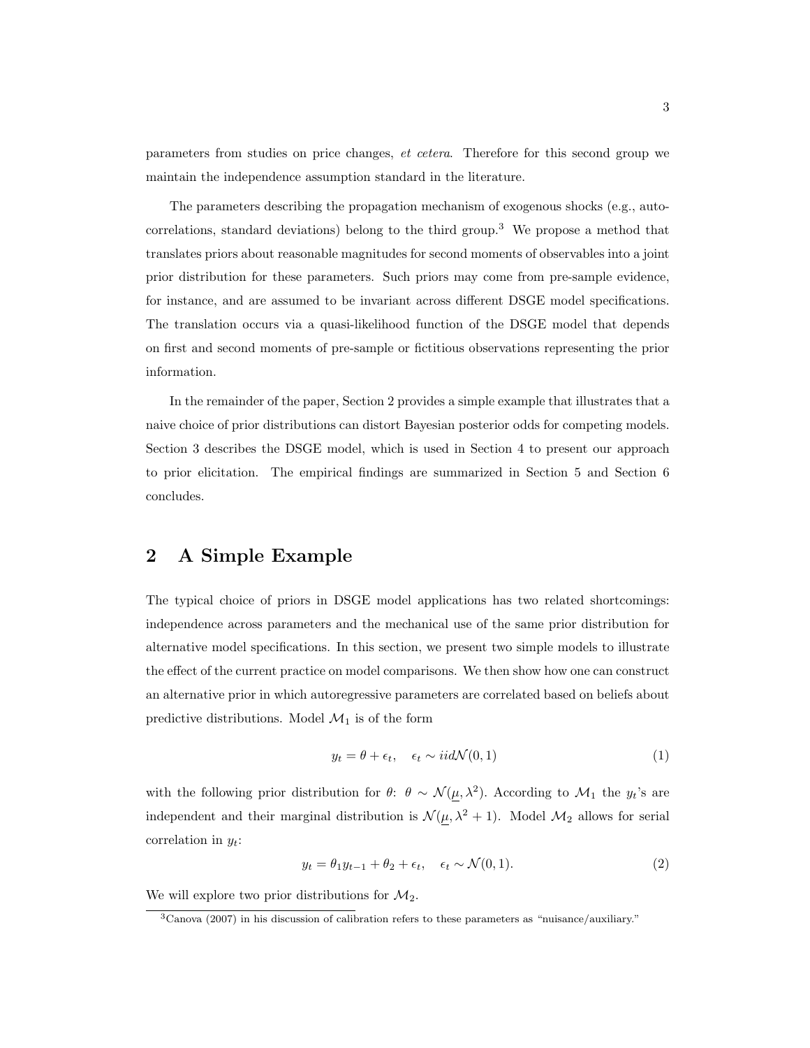parameters from studies on price changes, *et cetera*. Therefore for this second group we maintain the independence assumption standard in the literature.

The parameters describing the propagation mechanism of exogenous shocks (e.g., autocorrelations, standard deviations) belong to the third group.[3] We propose a method that translates priors about reasonable magnitudes for second moments of observables into a joint prior distribution for these parameters. Such priors may come from pre-sample evidence, for instance, and are assumed to be invariant across different DSGE model specifications. The translation occurs via a quasi-likelihood function of the DSGE model that depends on first and second moments of pre-sample or fictitious observations representing the prior information.

In the remainder of the paper, Section 2 provides a simple example that illustrates that a naive choice of prior distributions can distort Bayesian posterior odds for competing models. Section 3 describes the DSGE model, which is used in Section 4 to present our approach to prior elicitation. The empirical findings are summarized in Section 5 and Section 6 concludes.

## 2 A Simple Example

The typical choice of priors in DSGE model applications has two related shortcomings: independence across parameters and the mechanical use of the same prior distribution for alternative model specifications. In this section, we present two simple models to illustrate the effect of the current practice on model comparisons. We then show how one can construct an alternative prior in which autoregressive parameters are correlated based on beliefs about predictive distributions. Model $\mathcal{M}_1$ is of the form

$$y_t = \theta + \epsilon_t, \quad \epsilon_t \sim iid\mathcal{N}(0,1) \tag{1}$$

with the following prior distribution for $\theta$: $\theta \sim \mathcal{N}(\underline{\mu}, \lambda^2)$. According to $\mathcal{M}_1$ the $y_t$'s are independent and their marginal distribution is $\mathcal{N}(\underline{\mu}, \lambda^2 + 1)$. Model $\mathcal{M}_2$ allows for serial correlation in $y_t$:

$$y_t = \theta_1 y_{t-1} + \theta_2 + \epsilon_t, \quad \epsilon_t \sim \mathcal{N}(0,1). \tag{2}$$

We will explore two prior distributions for $\mathcal{M}_2$.

[3] Canova (2007) in his discussion of calibration refers to these parameters as "nuisance/auxiliary."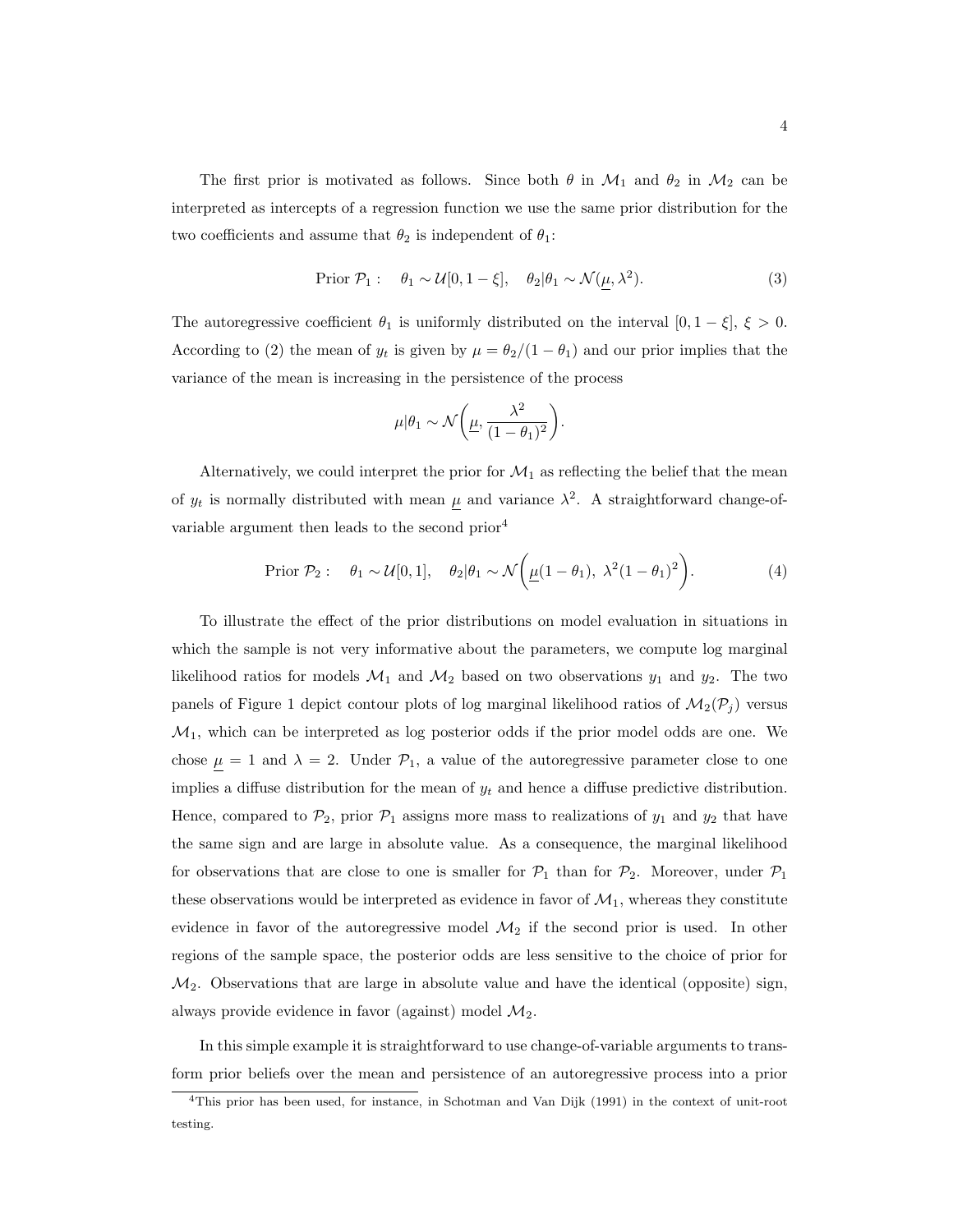The first prior is motivated as follows. Since both $\theta$ in $\mathcal{M}_1$ and $\theta_2$ in $\mathcal{M}_2$ can be interpreted as intercepts of a regression function we use the same prior distribution for the two coefficients and assume that $\theta_2$ is independent of $\theta_1$:

$$\text{Prior } \mathcal{P}_1: \quad \theta_1 \sim \mathcal{U}[0, 1-\xi], \quad \theta_2|\theta_1 \sim \mathcal{N}(\underline{\mu}, \lambda^2). \tag{3}$$

The autoregressive coefficient $\theta_1$ is uniformly distributed on the interval $[0, 1-\xi]$, $\xi > 0$. According to (2) the mean of $y_t$ is given by $\mu = \theta_2/(1-\theta_1)$ and our prior implies that the variance of the mean is increasing in the persistence of the process

$$\mu|\theta_1 \sim \mathcal{N}\left(\underline{\mu}, \frac{\lambda^2}{(1-\theta_1)^2}\right).$$

Alternatively, we could interpret the prior for $\mathcal{M}_1$ as reflecting the belief that the mean of $y_t$ is normally distributed with mean $\underline{\mu}$ and variance $\lambda^2$. A straightforward change-of-variable argument then leads to the second prior[4]

$$\text{Prior } \mathcal{P}_2: \quad \theta_1 \sim \mathcal{U}[0, 1], \quad \theta_2|\theta_1 \sim \mathcal{N}\left(\underline{\mu}(1-\theta_1),\ \lambda^2(1-\theta_1)^2\right). \tag{4}$$

To illustrate the effect of the prior distributions on model evaluation in situations in which the sample is not very informative about the parameters, we compute log marginal likelihood ratios for models $\mathcal{M}_1$ and $\mathcal{M}_2$ based on two observations $y_1$ and $y_2$. The two panels of Figure 1 depict contour plots of log marginal likelihood ratios of $\mathcal{M}_2(\mathcal{P}_j)$ versus $\mathcal{M}_1$, which can be interpreted as log posterior odds if the prior model odds are one. We chose $\underline{\mu} = 1$ and $\lambda = 2$. Under $\mathcal{P}_1$, a value of the autoregressive parameter close to one implies a diffuse distribution for the mean of $y_t$ and hence a diffuse predictive distribution. Hence, compared to $\mathcal{P}_2$, prior $\mathcal{P}_1$ assigns more mass to realizations of $y_1$ and $y_2$ that have the same sign and are large in absolute value. As a consequence, the marginal likelihood for observations that are close to one is smaller for $\mathcal{P}_1$ than for $\mathcal{P}_2$. Moreover, under $\mathcal{P}_1$ these observations would be interpreted as evidence in favor of $\mathcal{M}_1$, whereas they constitute evidence in favor of the autoregressive model $\mathcal{M}_2$ if the second prior is used. In other regions of the sample space, the posterior odds are less sensitive to the choice of prior for $\mathcal{M}_2$. Observations that are large in absolute value and have the identical (opposite) sign, always provide evidence in favor (against) model $\mathcal{M}_2$.

In this simple example it is straightforward to use change-of-variable arguments to transform prior beliefs over the mean and persistence of an autoregressive process into a prior

[4] This prior has been used, for instance, in Schotman and Van Dijk (1991) in the context of unit-root testing.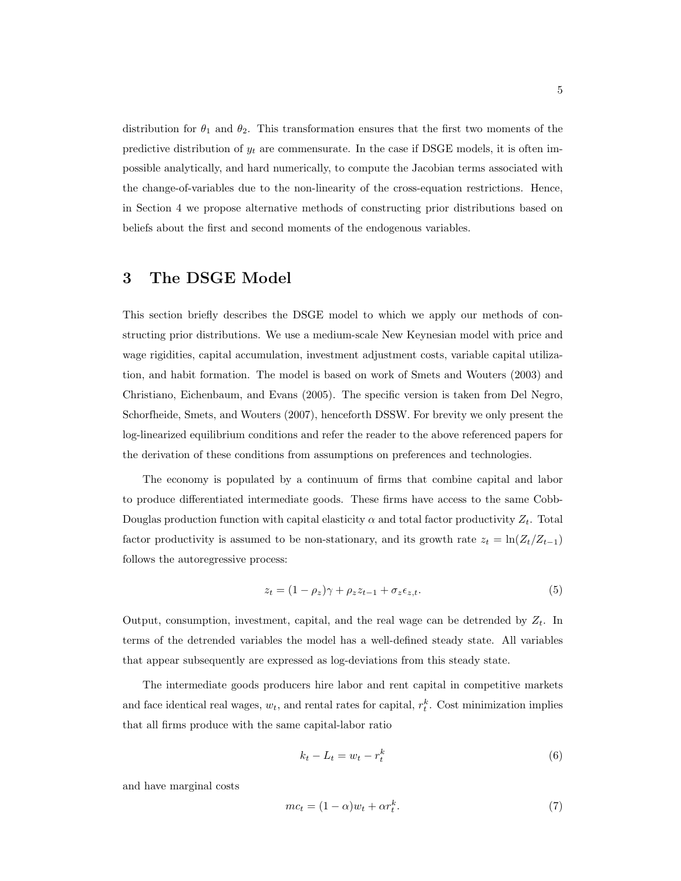distribution for $\theta_1$ and $\theta_2$. This transformation ensures that the first two moments of the predictive distribution of $y_t$ are commensurate. In the case if DSGE models, it is often impossible analytically, and hard numerically, to compute the Jacobian terms associated with the change-of-variables due to the non-linearity of the cross-equation restrictions. Hence, in Section 4 we propose alternative methods of constructing prior distributions based on beliefs about the first and second moments of the endogenous variables.

# 3 The DSGE Model

This section briefly describes the DSGE model to which we apply our methods of constructing prior distributions. We use a medium-scale New Keynesian model with price and wage rigidities, capital accumulation, investment adjustment costs, variable capital utilization, and habit formation. The model is based on work of Smets and Wouters (2003) and Christiano, Eichenbaum, and Evans (2005). The specific version is taken from Del Negro, Schorfheide, Smets, and Wouters (2007), henceforth DSSW. For brevity we only present the log-linearized equilibrium conditions and refer the reader to the above referenced papers for the derivation of these conditions from assumptions on preferences and technologies.

The economy is populated by a continuum of firms that combine capital and labor to produce differentiated intermediate goods. These firms have access to the same Cobb-Douglas production function with capital elasticity $\alpha$ and total factor productivity $Z_t$. Total factor productivity is assumed to be non-stationary, and its growth rate $z_t = \ln(Z_t/Z_{t-1})$ follows the autoregressive process:

$$z_t = (1 - \rho_z)\gamma + \rho_z z_{t-1} + \sigma_z \epsilon_{z,t}. \tag{5}$$

Output, consumption, investment, capital, and the real wage can be detrended by $Z_t$. In terms of the detrended variables the model has a well-defined steady state. All variables that appear subsequently are expressed as log-deviations from this steady state.

The intermediate goods producers hire labor and rent capital in competitive markets and face identical real wages, $w_t$, and rental rates for capital, $r_t^k$. Cost minimization implies that all firms produce with the same capital-labor ratio

$$k_t - L_t = w_t - r_t^k \tag{6}$$

and have marginal costs

$$mc_t = (1 - \alpha)w_t + \alpha r_t^k. \tag{7}$$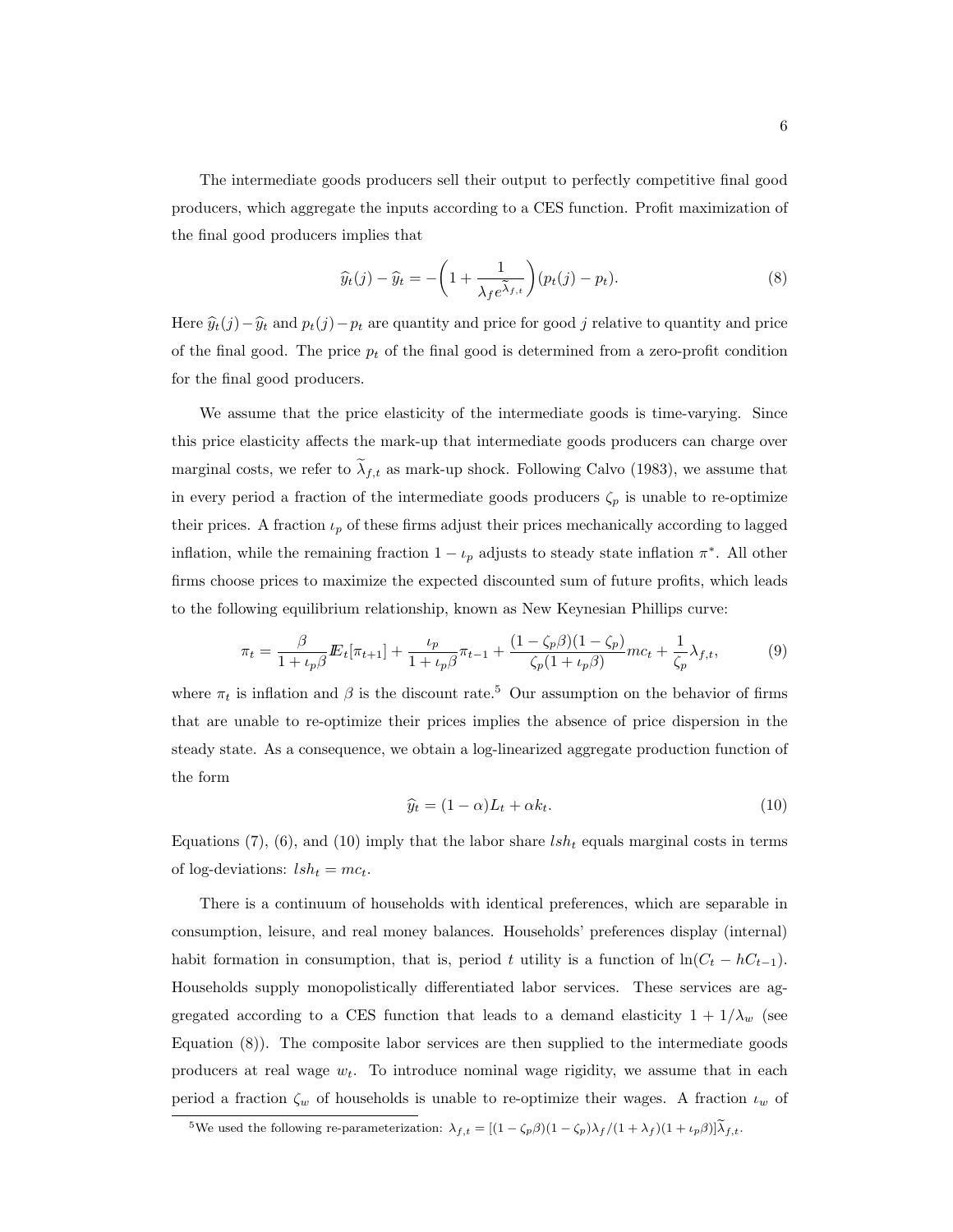The intermediate goods producers sell their output to perfectly competitive final good producers, which aggregate the inputs according to a CES function. Profit maximization of the final good producers implies that

$$\widehat{y}_t(j) - \widehat{y}_t = -\left(1 + \frac{1}{\lambda_f e^{\widetilde{\lambda}_{f,t}}}\right)(p_t(j) - p_t). \tag{8}$$

Here $\widehat{y}_t(j) - \widehat{y}_t$ and $p_t(j) - p_t$ are quantity and price for good $j$ relative to quantity and price of the final good. The price $p_t$ of the final good is determined from a zero-profit condition for the final good producers.

We assume that the price elasticity of the intermediate goods is time-varying. Since this price elasticity affects the mark-up that intermediate goods producers can charge over marginal costs, we refer to $\widetilde{\lambda}_{f,t}$ as mark-up shock. Following Calvo (1983), we assume that in every period a fraction of the intermediate goods producers $\zeta_p$ is unable to re-optimize their prices. A fraction $\iota_p$ of these firms adjust their prices mechanically according to lagged inflation, while the remaining fraction $1 - \iota_p$ adjusts to steady state inflation $\pi^*$. All other firms choose prices to maximize the expected discounted sum of future profits, which leads to the following equilibrium relationship, known as New Keynesian Phillips curve:

$$\pi_t = \frac{\beta}{1 + \iota_p \beta} I\!E_t[\pi_{t+1}] + \frac{\iota_p}{1 + \iota_p \beta}\pi_{t-1} + \frac{(1 - \zeta_p \beta)(1 - \zeta_p)}{\zeta_p(1 + \iota_p \beta)} mc_t + \frac{1}{\zeta_p}\lambda_{f,t}, \tag{9}$$

where $\pi_t$ is inflation and $\beta$ is the discount rate.[5] Our assumption on the behavior of firms that are unable to re-optimize their prices implies the absence of price dispersion in the steady state. As a consequence, we obtain a log-linearized aggregate production function of the form

$$\widehat{y}_t = (1 - \alpha)L_t + \alpha k_t. \tag{10}$$

Equations (7), (6), and (10) imply that the labor share $lsh_t$ equals marginal costs in terms of log-deviations: $lsh_t = mc_t$.

There is a continuum of households with identical preferences, which are separable in consumption, leisure, and real money balances. Households' preferences display (internal) habit formation in consumption, that is, period $t$ utility is a function of $\ln(C_t - hC_{t-1})$. Households supply monopolistically differentiated labor services. These services are aggregated according to a CES function that leads to a demand elasticity $1 + 1/\lambda_w$ (see Equation (8)). The composite labor services are then supplied to the intermediate goods producers at real wage $w_t$. To introduce nominal wage rigidity, we assume that in each period a fraction $\zeta_w$ of households is unable to re-optimize their wages. A fraction $\iota_w$ of

[5] We used the following re-parameterization: $\lambda_{f,t} = [(1 - \zeta_p \beta)(1 - \zeta_p)\lambda_f/(1 + \lambda_f)(1 + \iota_p \beta)]\widetilde{\lambda}_{f,t}$.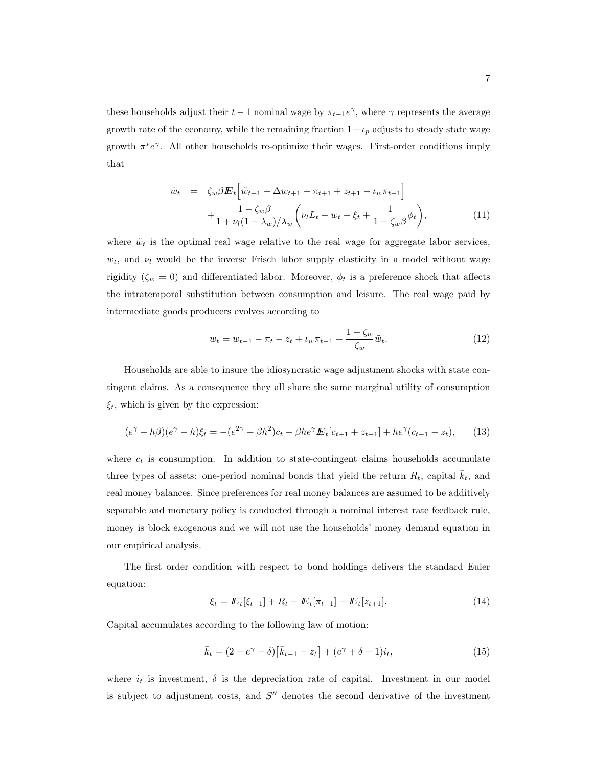these households adjust their $t-1$ nominal wage by $\pi_{t-1}e^{\gamma}$, where $\gamma$ represents the average growth rate of the economy, while the remaining fraction $1-\iota_p$ adjusts to steady state wage growth $\pi^* e^{\gamma}$. All other households re-optimize their wages. First-order conditions imply that

$$\begin{aligned}\tilde{w}_t &= \zeta_w \beta \mathbb{E}_t\Big[\tilde{w}_{t+1} + \Delta w_{t+1} + \pi_{t+1} + z_{t+1} - \iota_w \pi_{t-1}\Big] \\ &\quad + \frac{1-\zeta_w\beta}{1+\nu_l(1+\lambda_w)/\lambda_w}\left(\nu_l L_t - w_t - \xi_t + \frac{1}{1-\zeta_w\beta}\phi_t\right), \end{aligned} \tag{11}$$

where $\tilde{w}_t$ is the optimal real wage relative to the real wage for aggregate labor services, $w_t$, and $\nu_l$ would be the inverse Frisch labor supply elasticity in a model without wage rigidity ($\zeta_w = 0$) and differentiated labor. Moreover, $\phi_t$ is a preference shock that affects the intratemporal substitution between consumption and leisure. The real wage paid by intermediate goods producers evolves according to

$$w_t = w_{t-1} - \pi_t - z_t + \iota_w \pi_{t-1} + \frac{1-\zeta_w}{\zeta_w}\tilde{w}_t. \tag{12}$$

Households are able to insure the idiosyncratic wage adjustment shocks with state contingent claims. As a consequence they all share the same marginal utility of consumption $\xi_t$, which is given by the expression:

$$(e^{\gamma} - h\beta)(e^{\gamma} - h)\xi_t = -(e^{2\gamma} + \beta h^2)c_t + \beta h e^{\gamma}\mathbb{E}_t[c_{t+1} + z_{t+1}] + he^{\gamma}(c_{t-1} - z_t), \tag{13}$$

where $c_t$ is consumption. In addition to state-contingent claims households accumulate three types of assets: one-period nominal bonds that yield the return $R_t$, capital $\bar{k}_t$, and real money balances. Since preferences for real money balances are assumed to be additively separable and monetary policy is conducted through a nominal interest rate feedback rule, money is block exogenous and we will not use the households' money demand equation in our empirical analysis.

The first order condition with respect to bond holdings delivers the standard Euler equation:

$$\xi_t = \mathbb{E}_t[\xi_{t+1}] + R_t - \mathbb{E}_t[\pi_{t+1}] - \mathbb{E}_t[z_{t+1}]. \tag{14}$$

Capital accumulates according to the following law of motion:

$$\bar{k}_t = (2 - e^{\gamma} - \delta)\big[\bar{k}_{t-1} - z_t\big] + (e^{\gamma} + \delta - 1)i_t, \tag{15}$$

where $i_t$ is investment, $\delta$ is the depreciation rate of capital. Investment in our model is subject to adjustment costs, and $S''$ denotes the second derivative of the investment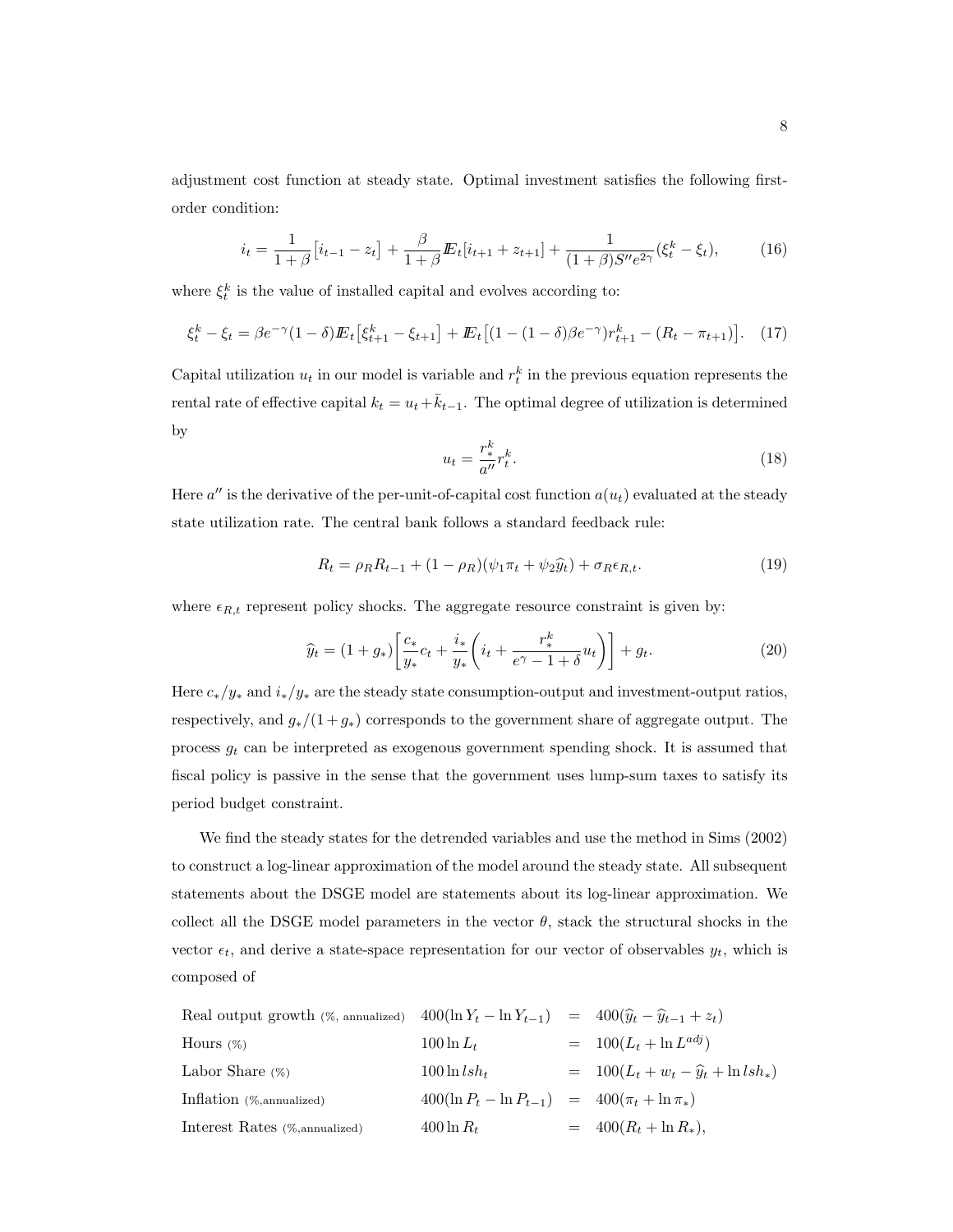adjustment cost function at steady state. Optimal investment satisfies the following first-order condition:

$$i_t = \frac{1}{1+\beta}\big[i_{t-1} - z_t\big] + \frac{\beta}{1+\beta}I\!\!E_t[i_{t+1} + z_{t+1}] + \frac{1}{(1+\beta)S''e^{2\gamma}}(\xi^k_t - \xi_t), \tag{16}$$

where $\xi^k_t$ is the value of installed capital and evolves according to:

$$\xi^k_t - \xi_t = \beta e^{-\gamma}(1-\delta)I\!\!E_t\big[\xi^k_{t+1} - \xi_{t+1}\big] + I\!\!E_t\big[(1-(1-\delta)\beta e^{-\gamma})r^k_{t+1} - (R_t - \pi_{t+1})\big]. \tag{17}$$

Capital utilization $u_t$ in our model is variable and $r^k_t$ in the previous equation represents the rental rate of effective capital $k_t = u_t + \bar{k}_{t-1}$. The optimal degree of utilization is determined by

$$u_t = \frac{r^k_*}{a''}r^k_t. \tag{18}$$

Here $a''$ is the derivative of the per-unit-of-capital cost function $a(u_t)$ evaluated at the steady state utilization rate. The central bank follows a standard feedback rule:

$$R_t = \rho_R R_{t-1} + (1-\rho_R)(\psi_1 \pi_t + \psi_2 \widehat{y}_t) + \sigma_R \epsilon_{R,t}. \tag{19}$$

where $\epsilon_{R,t}$ represent policy shocks. The aggregate resource constraint is given by:

$$\widehat{y}_t = (1+g_*)\left[\frac{c_*}{y_*}c_t + \frac{i_*}{y_*}\left(i_t + \frac{r^k_*}{e^{\gamma} - 1 + \delta}u_t\right)\right] + g_t. \tag{20}$$

Here $c_*/y_*$ and $i_*/y_*$ are the steady state consumption-output and investment-output ratios, respectively, and $g_*/(1+g_*)$ corresponds to the government share of aggregate output. The process $g_t$ can be interpreted as exogenous government spending shock. It is assumed that fiscal policy is passive in the sense that the government uses lump-sum taxes to satisfy its period budget constraint.

We find the steady states for the detrended variables and use the method in Sims (2002) to construct a log-linear approximation of the model around the steady state. All subsequent statements about the DSGE model are statements about its log-linear approximation. We collect all the DSGE model parameters in the vector $\theta$, stack the structural shocks in the vector $\epsilon_t$, and derive a state-space representation for our vector of observables $y_t$, which is composed of

| | | | |
|---|---|---|---|
| Real output growth (%, annualized) | $400(\ln Y_t - \ln Y_{t-1})$ | $=$ | $400(\widehat{y}_t - \widehat{y}_{t-1} + z_t)$ |
| Hours (%) | $100 \ln L_t$ | $=$ | $100(L_t + \ln L^{adj})$ |
| Labor Share (%) | $100 \ln lsh_t$ | $=$ | $100(L_t + w_t - \widehat{y}_t + \ln lsh_*)$ |
| Inflation (%,annualized) | $400(\ln P_t - \ln P_{t-1})$ | $=$ | $400(\pi_t + \ln \pi_*)$ |
| Interest Rates (%,annualized) | $400 \ln R_t$ | $=$ | $400(R_t + \ln R_*)$, |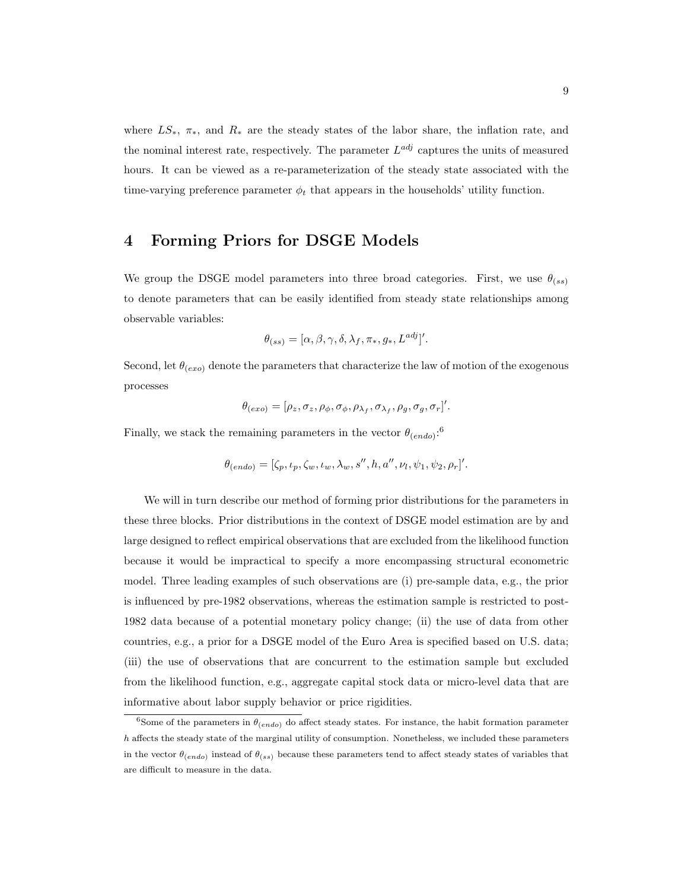where $LS_*$, $\pi_*$, and $R_*$ are the steady states of the labor share, the inflation rate, and the nominal interest rate, respectively. The parameter $L^{adj}$ captures the units of measured hours. It can be viewed as a re-parameterization of the steady state associated with the time-varying preference parameter $\phi_t$ that appears in the households' utility function.

# 4 Forming Priors for DSGE Models

We group the DSGE model parameters into three broad categories. First, we use $\theta_{(ss)}$ to denote parameters that can be easily identified from steady state relationships among observable variables:

$$\theta_{(ss)} = [\alpha, \beta, \gamma, \delta, \lambda_f, \pi_*, g_*, L^{adj}]'.$$

Second, let $\theta_{(exo)}$ denote the parameters that characterize the law of motion of the exogenous processes

$$\theta_{(exo)} = [\rho_z, \sigma_z, \rho_\phi, \sigma_\phi, \rho_{\lambda_f}, \sigma_{\lambda_f}, \rho_g, \sigma_g, \sigma_r]'.$$

Finally, we stack the remaining parameters in the vector $\theta_{(endo)}$:[6]

$$\theta_{(endo)} = [\zeta_p, \iota_p, \zeta_w, \iota_w, \lambda_w, s'', h, a'', \nu_l, \psi_1, \psi_2, \rho_r]'.$$

We will in turn describe our method of forming prior distributions for the parameters in these three blocks. Prior distributions in the context of DSGE model estimation are by and large designed to reflect empirical observations that are excluded from the likelihood function because it would be impractical to specify a more encompassing structural econometric model. Three leading examples of such observations are (i) pre-sample data, e.g., the prior is influenced by pre-1982 observations, whereas the estimation sample is restricted to post-1982 data because of a potential monetary policy change; (ii) the use of data from other countries, e.g., a prior for a DSGE model of the Euro Area is specified based on U.S. data; (iii) the use of observations that are concurrent to the estimation sample but excluded from the likelihood function, e.g., aggregate capital stock data or micro-level data that are informative about labor supply behavior or price rigidities.

[6] Some of the parameters in $\theta_{(endo)}$ do affect steady states. For instance, the habit formation parameter $h$ affects the steady state of the marginal utility of consumption. Nonetheless, we included these parameters in the vector $\theta_{(endo)}$ instead of $\theta_{(ss)}$ because these parameters tend to affect steady states of variables that are difficult to measure in the data.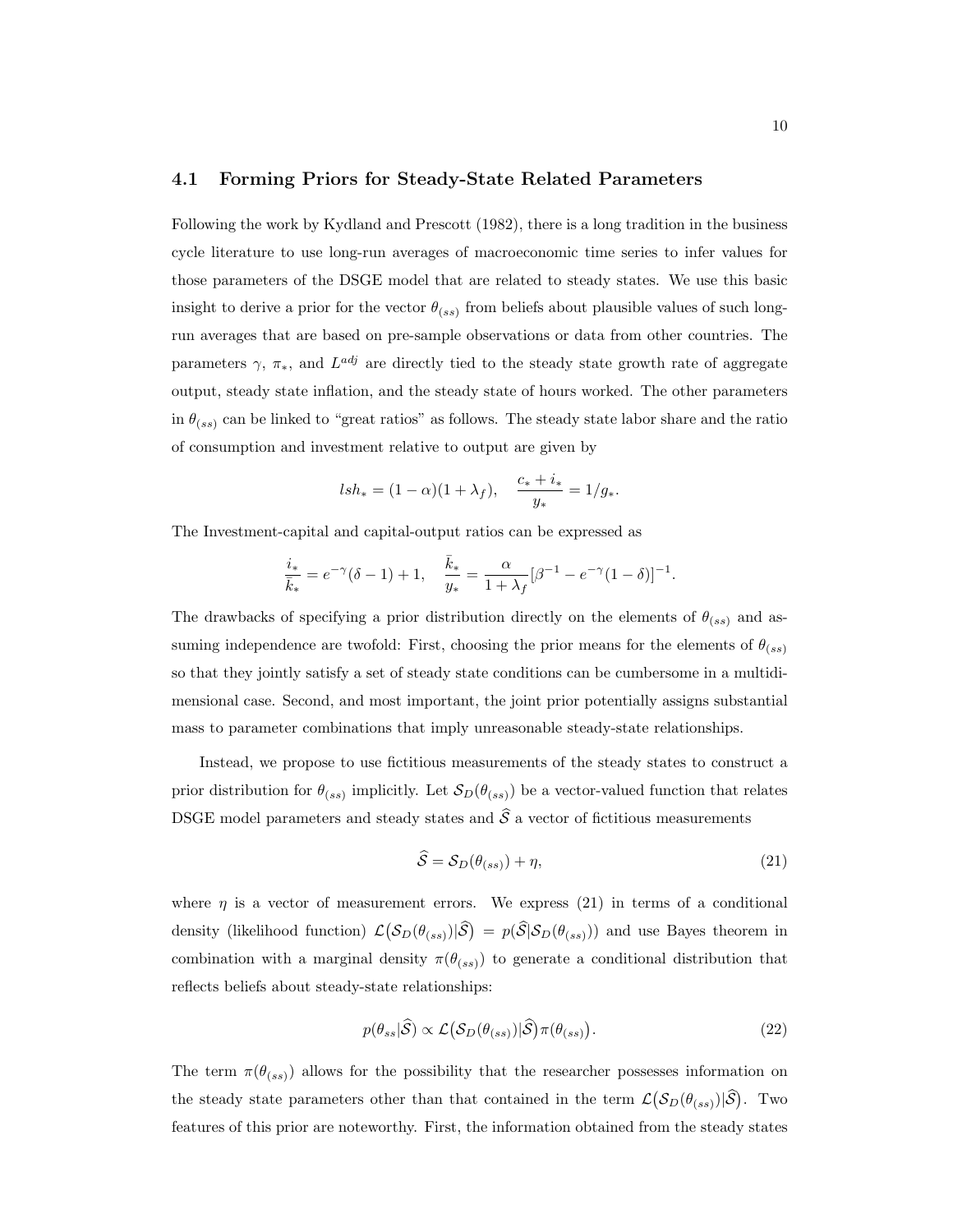### 4.1 Forming Priors for Steady-State Related Parameters

Following the work by Kydland and Prescott (1982), there is a long tradition in the business cycle literature to use long-run averages of macroeconomic time series to infer values for those parameters of the DSGE model that are related to steady states. We use this basic insight to derive a prior for the vector $\theta_{(ss)}$ from beliefs about plausible values of such long-run averages that are based on pre-sample observations or data from other countries. The parameters $\gamma$, $\pi_*$, and $L^{adj}$ are directly tied to the steady state growth rate of aggregate output, steady state inflation, and the steady state of hours worked. The other parameters in $\theta_{(ss)}$ can be linked to "great ratios" as follows. The steady state labor share and the ratio of consumption and investment relative to output are given by

$$lsh_* = (1-\alpha)(1+\lambda_f), \quad \frac{c_* + i_*}{y_*} = 1/g_*.$$

The Investment-capital and capital-output ratios can be expressed as

$$\frac{i_*}{\bar{k}_*} = e^{-\gamma}(\delta - 1) + 1, \quad \frac{\bar{k}_*}{y_*} = \frac{\alpha}{1+\lambda_f}[\beta^{-1} - e^{-\gamma}(1-\delta)]^{-1}.$$

The drawbacks of specifying a prior distribution directly on the elements of $\theta_{(ss)}$ and assuming independence are twofold: First, choosing the prior means for the elements of $\theta_{(ss)}$ so that they jointly satisfy a set of steady state conditions can be cumbersome in a multidimensional case. Second, and most important, the joint prior potentially assigns substantial mass to parameter combinations that imply unreasonable steady-state relationships.

Instead, we propose to use fictitious measurements of the steady states to construct a prior distribution for $\theta_{(ss)}$ implicitly. Let $\mathcal{S}_D(\theta_{(ss)})$ be a vector-valued function that relates DSGE model parameters and steady states and $\widehat{\mathcal{S}}$ a vector of fictitious measurements

$$\widehat{\mathcal{S}} = \mathcal{S}_D(\theta_{(ss)}) + \eta, \tag{21}$$

where $\eta$ is a vector of measurement errors. We express (21) in terms of a conditional density (likelihood function) $\mathcal{L}\big(\mathcal{S}_D(\theta_{(ss)})|\widehat{\mathcal{S}}\big) = p(\widehat{\mathcal{S}}|\mathcal{S}_D(\theta_{(ss)}))$ and use Bayes theorem in combination with a marginal density $\pi(\theta_{(ss)})$ to generate a conditional distribution that reflects beliefs about steady-state relationships:

$$p(\theta_{ss}|\widehat{\mathcal{S}}) \propto \mathcal{L}\big(\mathcal{S}_D(\theta_{(ss)})|\widehat{\mathcal{S}}\big)\pi(\theta_{(ss)}\big). \tag{22}$$

The term $\pi(\theta_{(ss)})$ allows for the possibility that the researcher possesses information on the steady state parameters other than that contained in the term $\mathcal{L}\big(\mathcal{S}_D(\theta_{(ss)})|\widehat{\mathcal{S}}\big)$. Two features of this prior are noteworthy. First, the information obtained from the steady states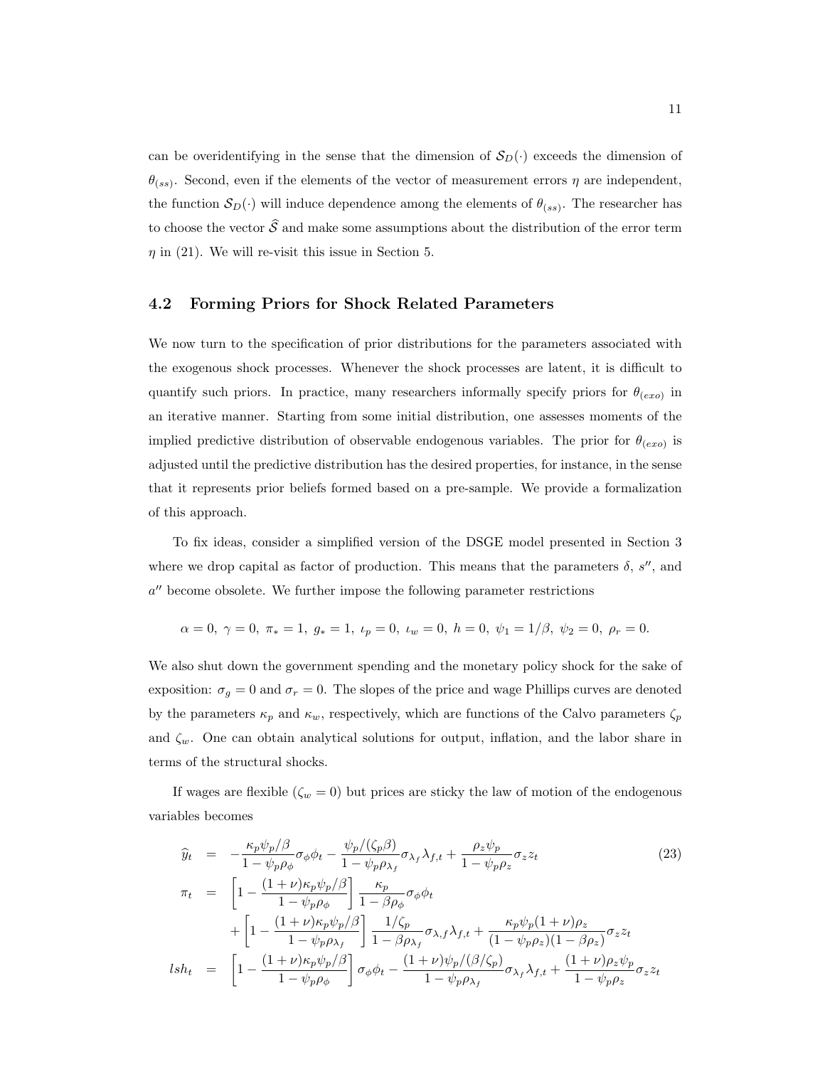can be overidentifying in the sense that the dimension of $\mathcal{S}_D(\cdot)$ exceeds the dimension of $\theta_{(ss)}$. Second, even if the elements of the vector of measurement errors $\eta$ are independent, the function $\mathcal{S}_D(\cdot)$ will induce dependence among the elements of $\theta_{(ss)}$. The researcher has to choose the vector $\widehat{\mathcal{S}}$ and make some assumptions about the distribution of the error term $\eta$ in (21). We will re-visit this issue in Section 5.

## 4.2 Forming Priors for Shock Related Parameters

We now turn to the specification of prior distributions for the parameters associated with the exogenous shock processes. Whenever the shock processes are latent, it is difficult to quantify such priors. In practice, many researchers informally specify priors for $\theta_{(exo)}$ in an iterative manner. Starting from some initial distribution, one assesses moments of the implied predictive distribution of observable endogenous variables. The prior for $\theta_{(exo)}$ is adjusted until the predictive distribution has the desired properties, for instance, in the sense that it represents prior beliefs formed based on a pre-sample. We provide a formalization of this approach.

To fix ideas, consider a simplified version of the DSGE model presented in Section 3 where we drop capital as factor of production. This means that the parameters $\delta$, $s''$, and $a''$ become obsolete. We further impose the following parameter restrictions

$$\alpha = 0,\ \gamma = 0,\ \pi_* = 1,\ g_* = 1,\ \iota_p = 0,\ \iota_w = 0,\ h = 0,\ \psi_1 = 1/\beta,\ \psi_2 = 0,\ \rho_r = 0.$$

We also shut down the government spending and the monetary policy shock for the sake of exposition: $\sigma_g = 0$ and $\sigma_r = 0$. The slopes of the price and wage Phillips curves are denoted by the parameters $\kappa_p$ and $\kappa_w$, respectively, which are functions of the Calvo parameters $\zeta_p$ and $\zeta_w$. One can obtain analytical solutions for output, inflation, and the labor share in terms of the structural shocks.

If wages are flexible ($\zeta_w = 0$) but prices are sticky the law of motion of the endogenous variables becomes

$$\begin{aligned}
\widehat{y}_t &= -\frac{\kappa_p \psi_p/\beta}{1-\psi_p\rho_\phi}\sigma_\phi \phi_t - \frac{\psi_p/(\zeta_p\beta)}{1-\psi_p\rho_{\lambda_f}}\sigma_{\lambda_f}\lambda_{f,t} + \frac{\rho_z\psi_p}{1-\psi_p\rho_z}\sigma_z z_t \qquad (23)\\
\pi_t &= \left[1 - \frac{(1+\nu)\kappa_p\psi_p/\beta}{1-\psi_p\rho_\phi}\right]\frac{\kappa_p}{1-\beta\rho_\phi}\sigma_\phi\phi_t \\
&\quad + \left[1 - \frac{(1+\nu)\kappa_p\psi_p/\beta}{1-\psi_p\rho_{\lambda_f}}\right]\frac{1/\zeta_p}{1-\beta\rho_{\lambda_f}}\sigma_{\lambda,f}\lambda_{f,t} + \frac{\kappa_p\psi_p(1+\nu)\rho_z}{(1-\psi_p\rho_z)(1-\beta\rho_z)}\sigma_z z_t \\
lsh_t &= \left[1 - \frac{(1+\nu)\kappa_p\psi_p/\beta}{1-\psi_p\rho_\phi}\right]\sigma_\phi\phi_t - \frac{(1+\nu)\psi_p/(\beta/\zeta_p)}{1-\psi_p\rho_{\lambda_f}}\sigma_{\lambda_f}\lambda_{f,t} + \frac{(1+\nu)\rho_z\psi_p}{1-\psi_p\rho_z}\sigma_z z_t
\end{aligned}$$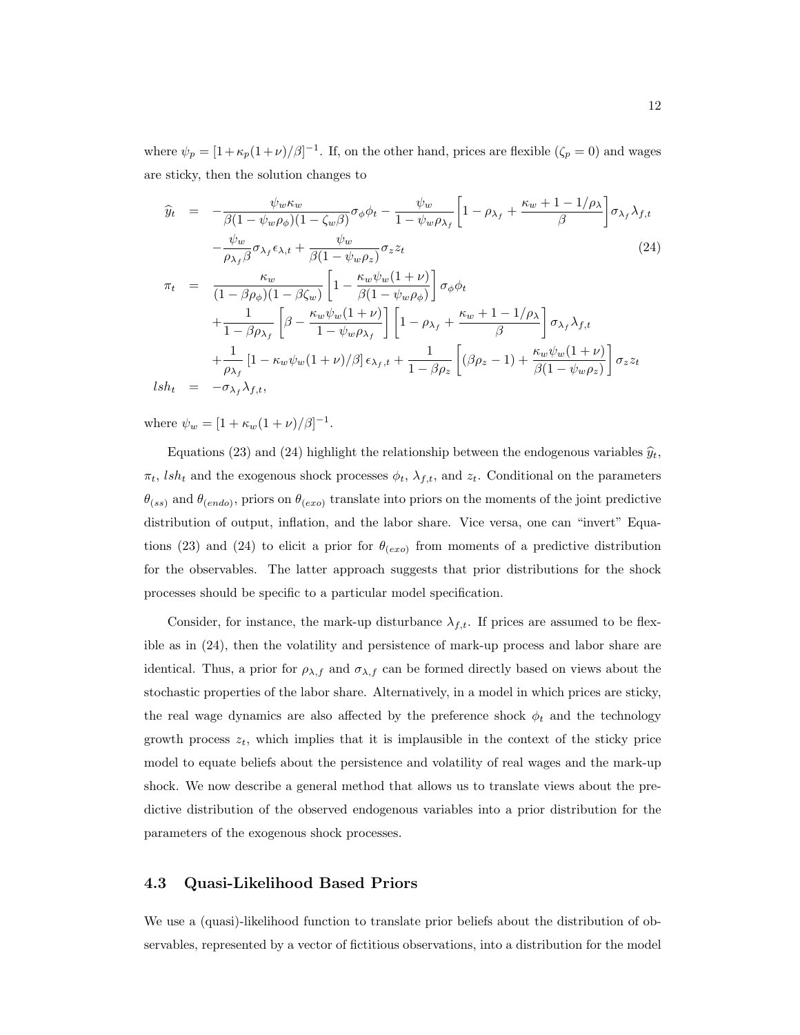where $\psi_p = [1+\kappa_p(1+\nu)/\beta]^{-1}$. If, on the other hand, prices are flexible ($\zeta_p = 0$) and wages are sticky, then the solution changes to

$$
\begin{aligned}
\widehat{y}_t &= -\frac{\psi_w \kappa_w}{\beta(1-\psi_w\rho_\phi)(1-\zeta_w\beta)}\sigma_\phi \phi_t - \frac{\psi_w}{1-\psi_w\rho_{\lambda_f}}\left[1-\rho_{\lambda_f}+\frac{\kappa_w+1-1/\rho_\lambda}{\beta}\right]\sigma_{\lambda_f}\lambda_{f,t} \\
&\quad -\frac{\psi_w}{\rho_{\lambda_f}\beta}\sigma_{\lambda_f}\epsilon_{\lambda,t} + \frac{\psi_w}{\beta(1-\psi_w\rho_z)}\sigma_z z_t \qquad (24)\\
\pi_t &= \frac{\kappa_w}{(1-\beta\rho_\phi)(1-\beta\zeta_w)}\left[1-\frac{\kappa_w\psi_w(1+\nu)}{\beta(1-\psi_w\rho_\phi)}\right]\sigma_\phi\phi_t \\
&\quad +\frac{1}{1-\beta\rho_{\lambda_f}}\left[\beta-\frac{\kappa_w\psi_w(1+\nu)}{1-\psi_w\rho_{\lambda_f}}\right]\left[1-\rho_{\lambda_f}+\frac{\kappa_w+1-1/\rho_\lambda}{\beta}\right]\sigma_{\lambda_f}\lambda_{f,t} \\
&\quad +\frac{1}{\rho_{\lambda_f}}\left[1-\kappa_w\psi_w(1+\nu)/\beta\right]\epsilon_{\lambda_f,t} + \frac{1}{1-\beta\rho_z}\left[(\beta\rho_z-1)+\frac{\kappa_w\psi_w(1+\nu)}{\beta(1-\psi_w\rho_z)}\right]\sigma_z z_t \\
lsh_t &= -\sigma_{\lambda_f}\lambda_{f,t},
\end{aligned}
$$

where $\psi_w = [1+\kappa_w(1+\nu)/\beta]^{-1}$.

Equations (23) and (24) highlight the relationship between the endogenous variables $\widehat{y}_t$, $\pi_t$, $lsh_t$ and the exogenous shock processes $\phi_t$, $\lambda_{f,t}$, and $z_t$. Conditional on the parameters $\theta_{(ss)}$ and $\theta_{(endo)}$, priors on $\theta_{(exo)}$ translate into priors on the moments of the joint predictive distribution of output, inflation, and the labor share. Vice versa, one can "invert" Equations (23) and (24) to elicit a prior for $\theta_{(exo)}$ from moments of a predictive distribution for the observables. The latter approach suggests that prior distributions for the shock processes should be specific to a particular model specification.

Consider, for instance, the mark-up disturbance $\lambda_{f,t}$. If prices are assumed to be flexible as in (24), then the volatility and persistence of mark-up process and labor share are identical. Thus, a prior for $\rho_{\lambda,f}$ and $\sigma_{\lambda,f}$ can be formed directly based on views about the stochastic properties of the labor share. Alternatively, in a model in which prices are sticky, the real wage dynamics are also affected by the preference shock $\phi_t$ and the technology growth process $z_t$, which implies that it is implausible in the context of the sticky price model to equate beliefs about the persistence and volatility of real wages and the mark-up shock. We now describe a general method that allows us to translate views about the predictive distribution of the observed endogenous variables into a prior distribution for the parameters of the exogenous shock processes.

## 4.3 Quasi-Likelihood Based Priors

We use a (quasi)-likelihood function to translate prior beliefs about the distribution of observables, represented by a vector of fictitious observations, into a distribution for the model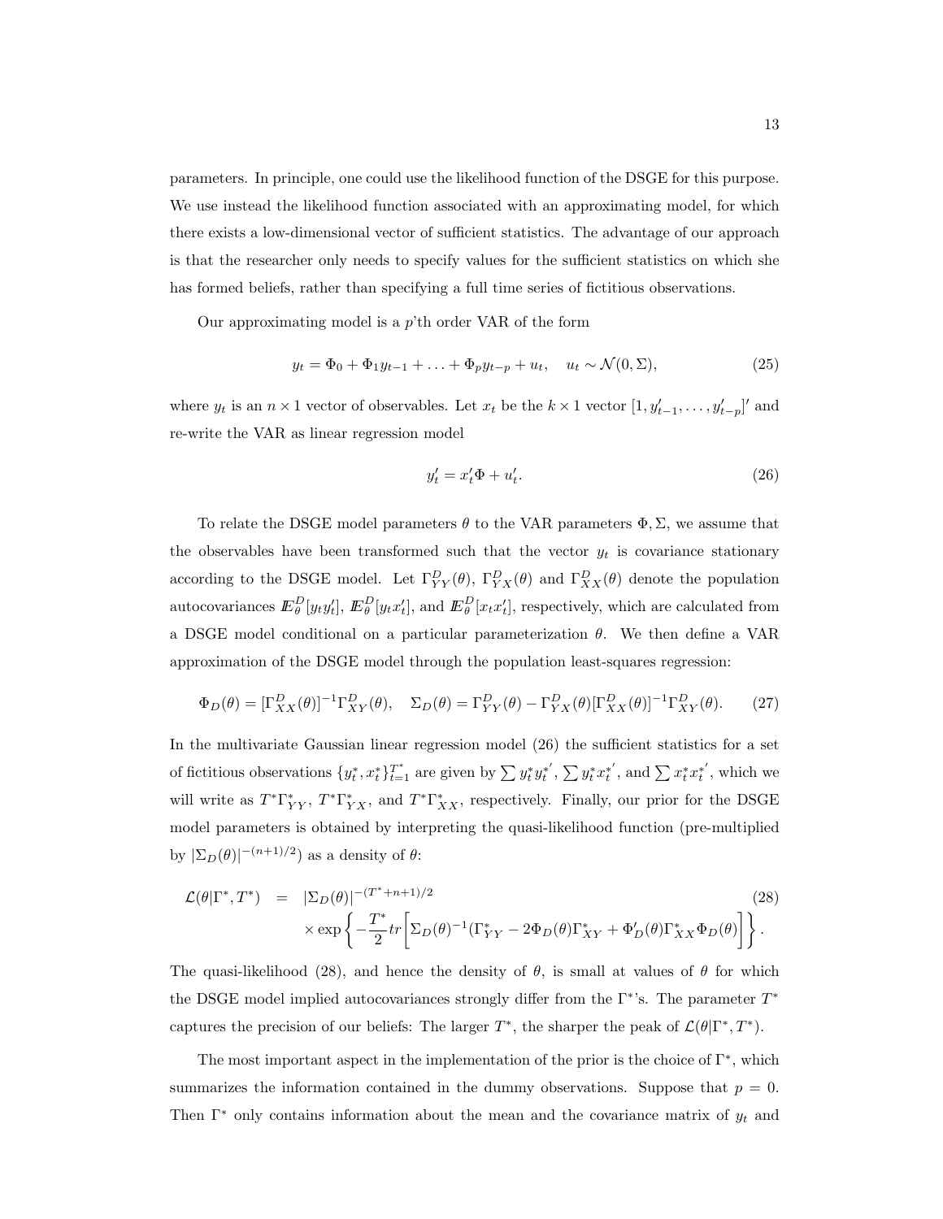parameters. In principle, one could use the likelihood function of the DSGE for this purpose. We use instead the likelihood function associated with an approximating model, for which there exists a low-dimensional vector of sufficient statistics. The advantage of our approach is that the researcher only needs to specify values for the sufficient statistics on which she has formed beliefs, rather than specifying a full time series of fictitious observations.

Our approximating model is a $p$'th order VAR of the form

$$y_t = \Phi_0 + \Phi_1 y_{t-1} + \ldots + \Phi_p y_{t-p} + u_t, \quad u_t \sim \mathcal{N}(0, \Sigma), \tag{25}$$

where $y_t$ is an $n \times 1$ vector of observables. Let $x_t$ be the $k \times 1$ vector $[1, y'_{t-1}, \ldots, y'_{t-p}]'$ and re-write the VAR as linear regression model

$$y'_t = x'_t \Phi + u'_t. \tag{26}$$

To relate the DSGE model parameters $\theta$ to the VAR parameters $\Phi, \Sigma$, we assume that the observables have been transformed such that the vector $y_t$ is covariance stationary according to the DSGE model. Let $\Gamma^D_{YY}(\theta)$, $\Gamma^D_{YX}(\theta)$ and $\Gamma^D_{XX}(\theta)$ denote the population autocovariances $\mathbb{E}^D_\theta[y_t y'_t]$, $\mathbb{E}^D_\theta[y_t x'_t]$, and $\mathbb{E}^D_\theta[x_t x'_t]$, respectively, which are calculated from a DSGE model conditional on a particular parameterization $\theta$. We then define a VAR approximation of the DSGE model through the population least-squares regression:

$$\Phi_D(\theta) = [\Gamma^D_{XX}(\theta)]^{-1} \Gamma^D_{XY}(\theta), \quad \Sigma_D(\theta) = \Gamma^D_{YY}(\theta) - \Gamma^D_{YX}(\theta)[\Gamma^D_{XX}(\theta)]^{-1}\Gamma^D_{XY}(\theta). \tag{27}$$

In the multivariate Gaussian linear regression model (26) the sufficient statistics for a set of fictitious observations $\{y^*_t, x^*_t\}_{t=1}^{T^*}$ are given by $\sum y^*_t y^{*'}_t$, $\sum y^*_t x^{*'}_t$, and $\sum x^*_t x^{*'}_t$, which we will write as $T^*\Gamma^*_{YY}$, $T^*\Gamma^*_{YX}$, and $T^*\Gamma^*_{XX}$, respectively. Finally, our prior for the DSGE model parameters is obtained by interpreting the quasi-likelihood function (pre-multiplied by $|\Sigma_D(\theta)|^{-(n+1)/2}$) as a density of $\theta$:

$$\begin{aligned} \mathcal{L}(\theta|\Gamma^*, T^*) &= |\Sigma_D(\theta)|^{-(T^*+n+1)/2} \\ &\quad \times \exp\left\{ -\frac{T^*}{2} tr\left[ \Sigma_D(\theta)^{-1}(\Gamma^*_{YY} - 2\Phi_D(\theta)\Gamma^*_{XY} + \Phi'_D(\theta)\Gamma^*_{XX}\Phi_D(\theta) \right] \right\}. \end{aligned} \tag{28}$$

The quasi-likelihood (28), and hence the density of $\theta$, is small at values of $\theta$ for which the DSGE model implied autocovariances strongly differ from the $\Gamma^*$'s. The parameter $T^*$ captures the precision of our beliefs: The larger $T^*$, the sharper the peak of $\mathcal{L}(\theta|\Gamma^*, T^*)$.

The most important aspect in the implementation of the prior is the choice of $\Gamma^*$, which summarizes the information contained in the dummy observations. Suppose that $p = 0$. Then $\Gamma^*$ only contains information about the mean and the covariance matrix of $y_t$ and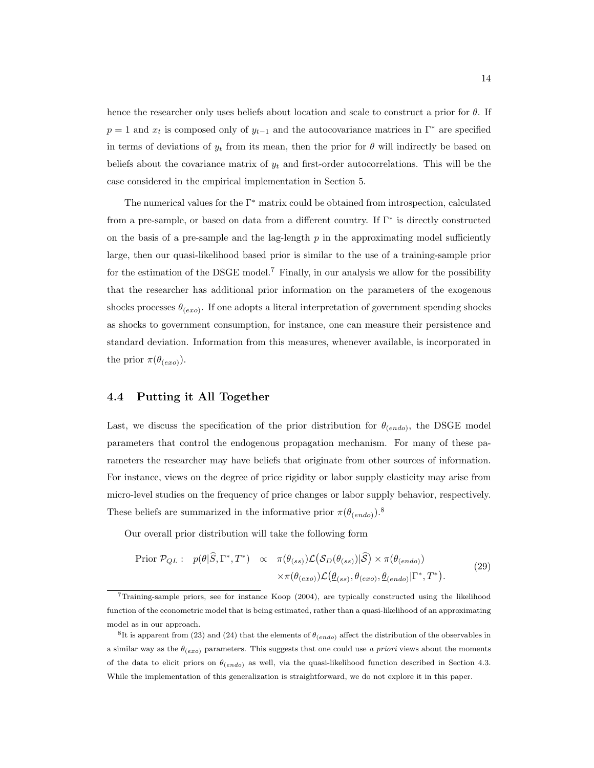hence the researcher only uses beliefs about location and scale to construct a prior for $\theta$. If $p = 1$ and $x_t$ is composed only of $y_{t-1}$ and the autocovariance matrices in $\Gamma^*$ are specified in terms of deviations of $y_t$ from its mean, then the prior for $\theta$ will indirectly be based on beliefs about the covariance matrix of $y_t$ and first-order autocorrelations. This will be the case considered in the empirical implementation in Section 5.

The numerical values for the $\Gamma^*$ matrix could be obtained from introspection, calculated from a pre-sample, or based on data from a different country. If $\Gamma^*$ is directly constructed on the basis of a pre-sample and the lag-length $p$ in the approximating model sufficiently large, then our quasi-likelihood based prior is similar to the use of a training-sample prior for the estimation of the DSGE model.[7] Finally, in our analysis we allow for the possibility that the researcher has additional prior information on the parameters of the exogenous shocks processes $\theta_{(exo)}$. If one adopts a literal interpretation of government spending shocks as shocks to government consumption, for instance, one can measure their persistence and standard deviation. Information from this measures, whenever available, is incorporated in the prior $\pi(\theta_{(exo)})$.

### 4.4 Putting it All Together

Last, we discuss the specification of the prior distribution for $\theta_{(endo)}$, the DSGE model parameters that control the endogenous propagation mechanism. For many of these parameters the researcher may have beliefs that originate from other sources of information. For instance, views on the degree of price rigidity or labor supply elasticity may arise from micro-level studies on the frequency of price changes or labor supply behavior, respectively. These beliefs are summarized in the informative prior $\pi(\theta_{(endo)})$.[8]

Our overall prior distribution will take the following form

$$
\begin{aligned}
\text{Prior } \mathcal{P}_{QL}: \quad p(\theta|\widehat{S}, \Gamma^*, T^*) \quad \propto \quad & \pi(\theta_{(ss)})\mathcal{L}\big(\mathcal{S}_D(\theta_{(ss)})|\widehat{\mathcal{S}}\big) \times \pi(\theta_{(endo)}) \\
& \times \pi(\theta_{(exo)})\mathcal{L}\big(\underline{\theta}_{(ss)}, \theta_{(exo)}, \underline{\theta}_{(endo)}|\Gamma^*, T^*\big).
\end{aligned} \tag{29}
$$

[7] Training-sample priors, see for instance Koop (2004), are typically constructed using the likelihood function of the econometric model that is being estimated, rather than a quasi-likelihood of an approximating model as in our approach.

[8] It is apparent from (23) and (24) that the elements of $\theta_{(endo)}$ affect the distribution of the observables in a similar way as the $\theta_{(exo)}$ parameters. This suggests that one could use *a priori* views about the moments of the data to elicit priors on $\theta_{(endo)}$ as well, via the quasi-likelihood function described in Section 4.3. While the implementation of this generalization is straightforward, we do not explore it in this paper.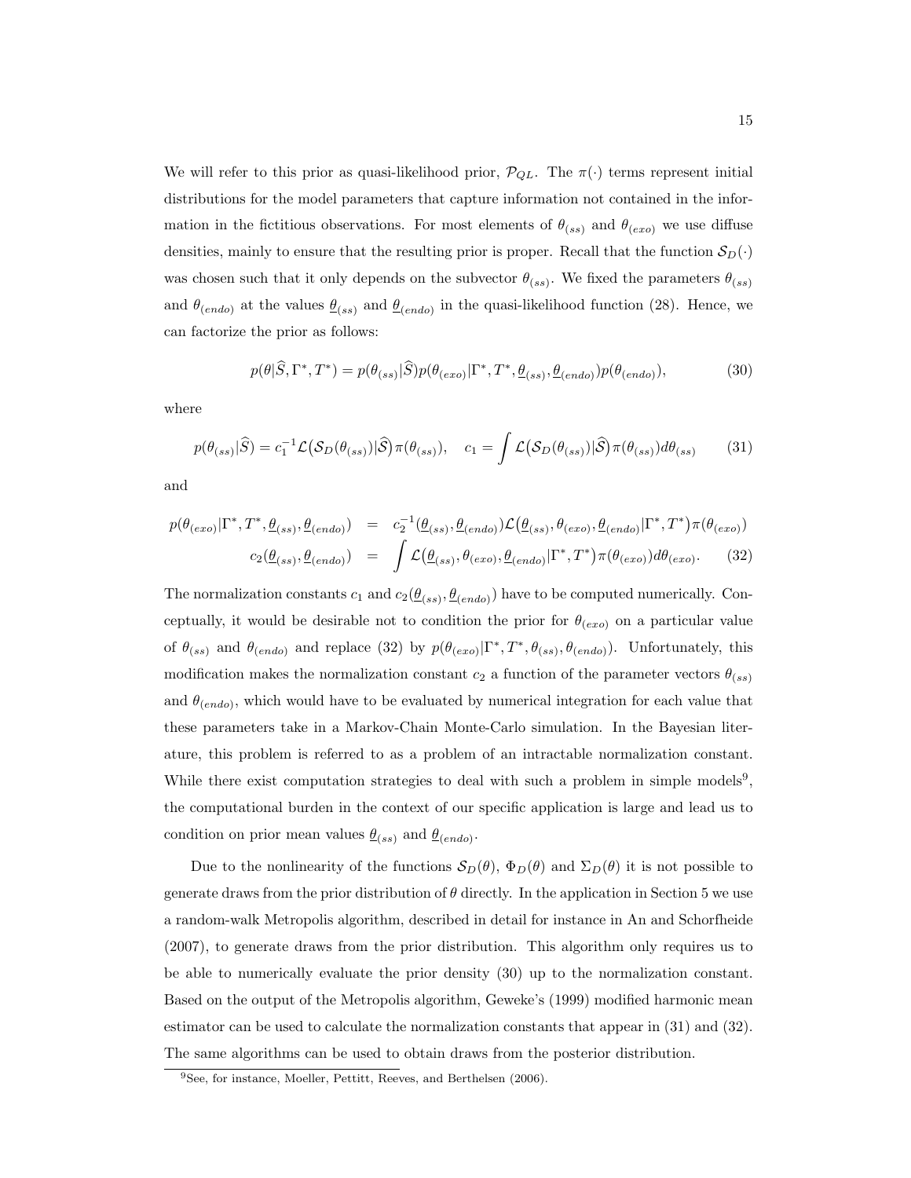We will refer to this prior as quasi-likelihood prior, $\mathcal{P}_{QL}$. The $\pi(\cdot)$ terms represent initial distributions for the model parameters that capture information not contained in the information in the fictitious observations. For most elements of $\theta_{(ss)}$ and $\theta_{(exo)}$ we use diffuse densities, mainly to ensure that the resulting prior is proper. Recall that the function $\mathcal{S}_D(\cdot)$ was chosen such that it only depends on the subvector $\theta_{(ss)}$. We fixed the parameters $\theta_{(ss)}$ and $\theta_{(endo)}$ at the values $\underline{\theta}_{(ss)}$ and $\underline{\theta}_{(endo)}$ in the quasi-likelihood function (28). Hence, we can factorize the prior as follows:

$$p(\theta|\widehat{S}, \Gamma^*, T^*) = p(\theta_{(ss)}|\widehat{S}) p(\theta_{(exo)}|\Gamma^*, T^*, \underline{\theta}_{(ss)}, \underline{\theta}_{(endo)}) p(\theta_{(endo)}), \tag{30}$$

where

$$p(\theta_{(ss)}|\widehat{S}) = c_1^{-1} \mathcal{L}\big(\mathcal{S}_D(\theta_{(ss)})|\widehat{\mathcal{S}}\big)\pi(\theta_{(ss)}), \quad c_1 = \int \mathcal{L}\big(\mathcal{S}_D(\theta_{(ss)})|\widehat{\mathcal{S}}\big)\pi(\theta_{(ss)}) d\theta_{(ss)} \tag{31}$$

and

$$\begin{aligned} p(\theta_{(exo)}|\Gamma^*, T^*, \underline{\theta}_{(ss)}, \underline{\theta}_{(endo)}) &= c_2^{-1}(\underline{\theta}_{(ss)}, \underline{\theta}_{(endo)}) \mathcal{L}\big(\underline{\theta}_{(ss)}, \theta_{(exo)}, \underline{\theta}_{(endo)}|\Gamma^*, T^*\big)\pi(\theta_{(exo)}) \\ c_2(\underline{\theta}_{(ss)}, \underline{\theta}_{(endo)}) &= \int \mathcal{L}\big(\underline{\theta}_{(ss)}, \theta_{(exo)}, \underline{\theta}_{(endo)}|\Gamma^*, T^*\big)\pi(\theta_{(exo)}) d\theta_{(exo)}. \end{aligned} \tag{32}$$

The normalization constants $c_1$ and $c_2(\underline{\theta}_{(ss)}, \underline{\theta}_{(endo)})$ have to be computed numerically. Conceptually, it would be desirable not to condition the prior for $\theta_{(exo)}$ on a particular value of $\theta_{(ss)}$ and $\theta_{(endo)}$ and replace (32) by $p(\theta_{(exo)}|\Gamma^*, T^*, \theta_{(ss)}, \theta_{(endo)})$. Unfortunately, this modification makes the normalization constant $c_2$ a function of the parameter vectors $\theta_{(ss)}$ and $\theta_{(endo)}$, which would have to be evaluated by numerical integration for each value that these parameters take in a Markov-Chain Monte-Carlo simulation. In the Bayesian literature, this problem is referred to as a problem of an intractable normalization constant. While there exist computation strategies to deal with such a problem in simple models[9], the computational burden in the context of our specific application is large and lead us to condition on prior mean values $\underline{\theta}_{(ss)}$ and $\underline{\theta}_{(endo)}$.

Due to the nonlinearity of the functions $\mathcal{S}_D(\theta)$, $\Phi_D(\theta)$ and $\Sigma_D(\theta)$ it is not possible to generate draws from the prior distribution of $\theta$ directly. In the application in Section 5 we use a random-walk Metropolis algorithm, described in detail for instance in An and Schorfheide (2007), to generate draws from the prior distribution. This algorithm only requires us to be able to numerically evaluate the prior density (30) up to the normalization constant. Based on the output of the Metropolis algorithm, Geweke's (1999) modified harmonic mean estimator can be used to calculate the normalization constants that appear in (31) and (32). The same algorithms can be used to obtain draws from the posterior distribution.

[9] See, for instance, Moeller, Pettitt, Reeves, and Berthelsen (2006).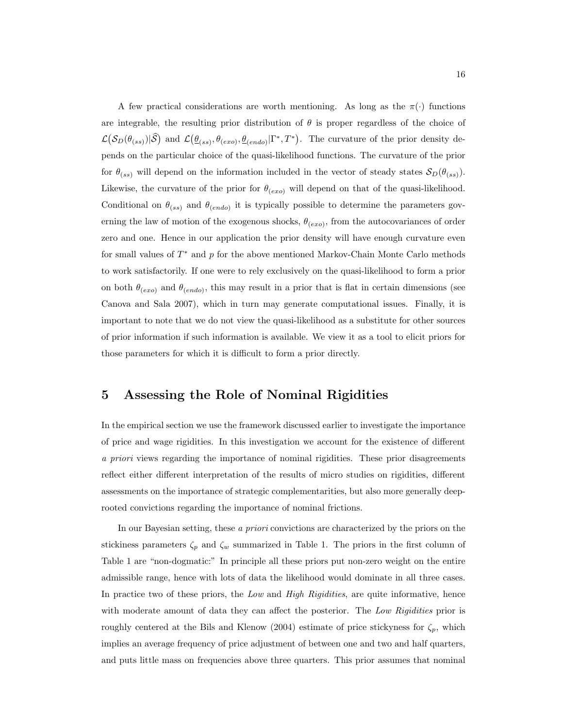A few practical considerations are worth mentioning. As long as the $\pi(\cdot)$ functions are integrable, the resulting prior distribution of $\theta$ is proper regardless of the choice of $\mathcal{L}\big(\mathcal{S}_D(\theta_{(ss)})|\widehat{\mathcal{S}}\big)$ and $\mathcal{L}\big(\underline{\theta}_{(ss)}, \theta_{(exo)}, \underline{\theta}_{(endo)}|\Gamma^*, T^*\big)$. The curvature of the prior density depends on the particular choice of the quasi-likelihood functions. The curvature of the prior for $\theta_{(ss)}$ will depend on the information included in the vector of steady states $\mathcal{S}_D(\theta_{(ss)})$. Likewise, the curvature of the prior for $\theta_{(exo)}$ will depend on that of the quasi-likelihood. Conditional on $\theta_{(ss)}$ and $\theta_{(endo)}$ it is typically possible to determine the parameters governing the law of motion of the exogenous shocks, $\theta_{(exo)}$, from the autocovariances of order zero and one. Hence in our application the prior density will have enough curvature even for small values of $T^*$ and $p$ for the above mentioned Markov-Chain Monte Carlo methods to work satisfactorily. If one were to rely exclusively on the quasi-likelihood to form a prior on both $\theta_{(exo)}$ and $\theta_{(endo)}$, this may result in a prior that is flat in certain dimensions (see Canova and Sala 2007), which in turn may generate computational issues. Finally, it is important to note that we do not view the quasi-likelihood as a substitute for other sources of prior information if such information is available. We view it as a tool to elicit priors for those parameters for which it is difficult to form a prior directly.

# 5 Assessing the Role of Nominal Rigidities

In the empirical section we use the framework discussed earlier to investigate the importance of price and wage rigidities. In this investigation we account for the existence of different *a priori* views regarding the importance of nominal rigidities. These prior disagreements reflect either different interpretation of the results of micro studies on rigidities, different assessments on the importance of strategic complementarities, but also more generally deep-rooted convictions regarding the importance of nominal frictions.

In our Bayesian setting, these *a priori* convictions are characterized by the priors on the stickiness parameters $\zeta_p$ and $\zeta_w$ summarized in Table 1. The priors in the first column of Table 1 are "non-dogmatic:" In principle all these priors put non-zero weight on the entire admissible range, hence with lots of data the likelihood would dominate in all three cases. In practice two of these priors, the *Low* and *High Rigidities*, are quite informative, hence with moderate amount of data they can affect the posterior. The *Low Rigidities* prior is roughly centered at the Bils and Klenow (2004) estimate of price stickyness for $\zeta_p$, which implies an average frequency of price adjustment of between one and two and half quarters, and puts little mass on frequencies above three quarters. This prior assumes that nominal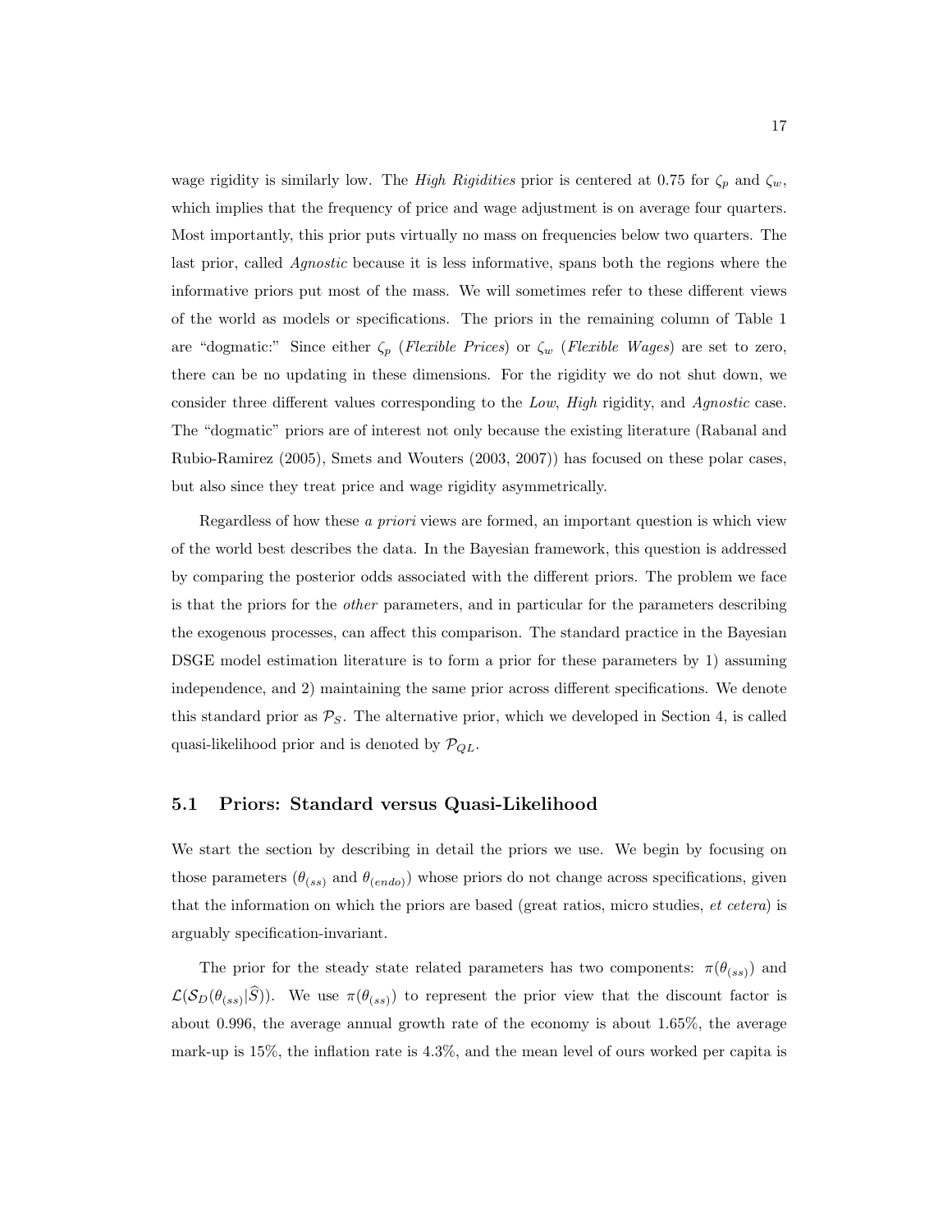wage rigidity is similarly low. The *High Rigidities* prior is centered at 0.75 for $\zeta_p$ and $\zeta_w$, which implies that the frequency of price and wage adjustment is on average four quarters. Most importantly, this prior puts virtually no mass on frequencies below two quarters. The last prior, called *Agnostic* because it is less informative, spans both the regions where the informative priors put most of the mass. We will sometimes refer to these different views of the world as models or specifications. The priors in the remaining column of Table 1 are "dogmatic:" Since either $\zeta_p$ (*Flexible Prices*) or $\zeta_w$ (*Flexible Wages*) are set to zero, there can be no updating in these dimensions. For the rigidity we do not shut down, we consider three different values corresponding to the *Low*, *High* rigidity, and *Agnostic* case. The "dogmatic" priors are of interest not only because the existing literature (Rabanal and Rubio-Ramirez (2005), Smets and Wouters (2003, 2007)) has focused on these polar cases, but also since they treat price and wage rigidity asymmetrically.

Regardless of how these *a priori* views are formed, an important question is which view of the world best describes the data. In the Bayesian framework, this question is addressed by comparing the posterior odds associated with the different priors. The problem we face is that the priors for the *other* parameters, and in particular for the parameters describing the exogenous processes, can affect this comparison. The standard practice in the Bayesian DSGE model estimation literature is to form a prior for these parameters by 1) assuming independence, and 2) maintaining the same prior across different specifications. We denote this standard prior as $\mathcal{P}_S$. The alternative prior, which we developed in Section 4, is called quasi-likelihood prior and is denoted by $\mathcal{P}_{QL}$.

## 5.1 Priors: Standard versus Quasi-Likelihood

We start the section by describing in detail the priors we use. We begin by focusing on those parameters ($\theta_{(ss)}$ and $\theta_{(endo)}$) whose priors do not change across specifications, given that the information on which the priors are based (great ratios, micro studies, *et cetera*) is arguably specification-invariant.

The prior for the steady state related parameters has two components: $\pi(\theta_{(ss)})$ and $\mathcal{L}(\mathcal{S}_D(\theta_{(ss)}|\widehat{S}))$. We use $\pi(\theta_{(ss)})$ to represent the prior view that the discount factor is about 0.996, the average annual growth rate of the economy is about 1.65%, the average mark-up is 15%, the inflation rate is 4.3%, and the mean level of ours worked per capita is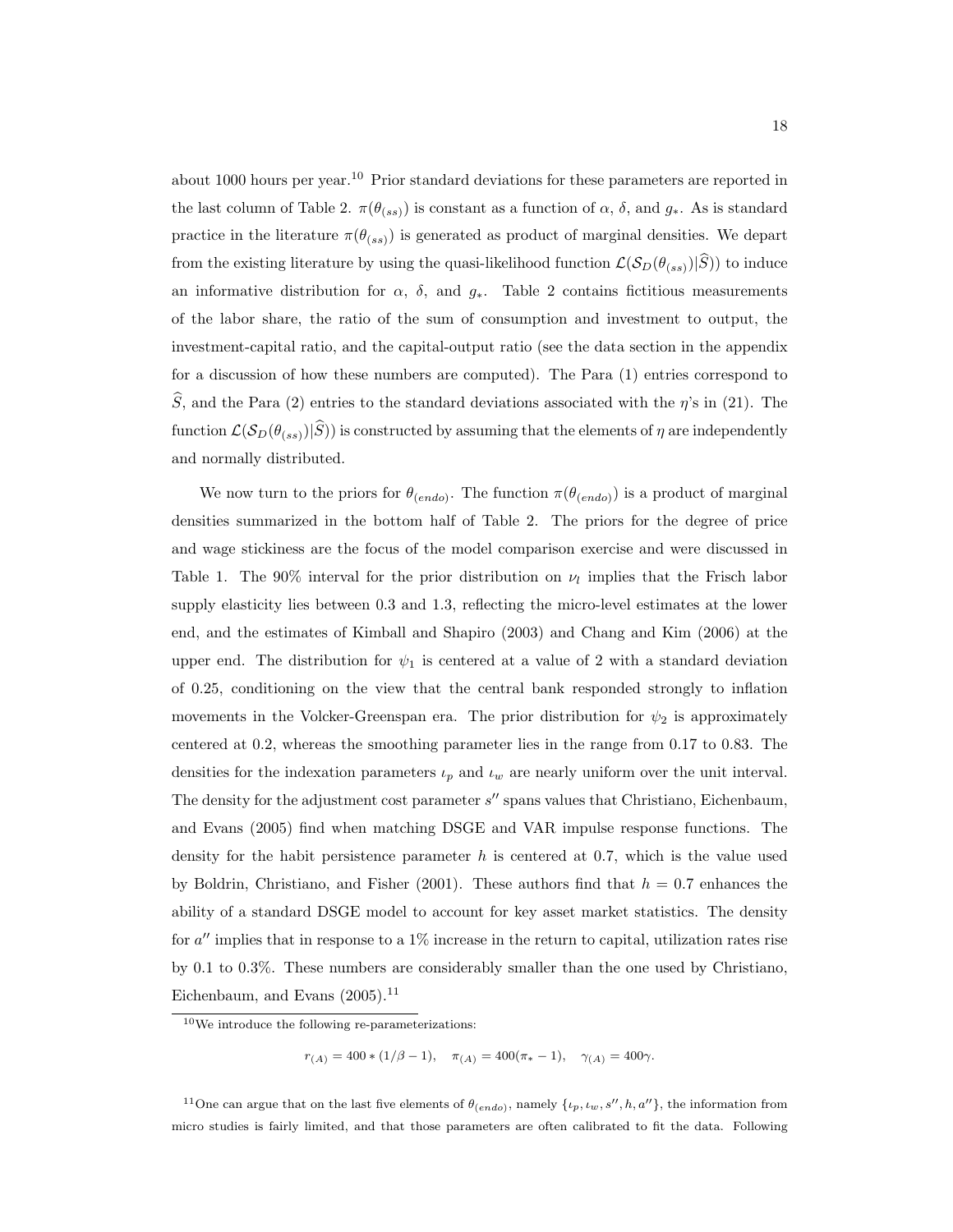about 1000 hours per year.[10] Prior standard deviations for these parameters are reported in the last column of Table 2. $\pi(\theta_{(ss)})$ is constant as a function of $\alpha$, $\delta$, and $g_*$. As is standard practice in the literature $\pi(\theta_{(ss)})$ is generated as product of marginal densities. We depart from the existing literature by using the quasi-likelihood function $\mathcal{L}(\mathcal{S}_D(\theta_{(ss)})|\widehat{S}))$ to induce an informative distribution for $\alpha$, $\delta$, and $g_*$. Table 2 contains fictitious measurements of the labor share, the ratio of the sum of consumption and investment to output, the investment-capital ratio, and the capital-output ratio (see the data section in the appendix for a discussion of how these numbers are computed). The Para (1) entries correspond to $\widehat{S}$, and the Para (2) entries to the standard deviations associated with the $\eta$'s in (21). The function $\mathcal{L}(\mathcal{S}_D(\theta_{(ss)})|\widehat{S}))$ is constructed by assuming that the elements of $\eta$ are independently and normally distributed.

We now turn to the priors for $\theta_{(endo)}$. The function $\pi(\theta_{(endo)})$ is a product of marginal densities summarized in the bottom half of Table 2. The priors for the degree of price and wage stickiness are the focus of the model comparison exercise and were discussed in Table 1. The 90% interval for the prior distribution on $\nu_l$ implies that the Frisch labor supply elasticity lies between 0.3 and 1.3, reflecting the micro-level estimates at the lower end, and the estimates of Kimball and Shapiro (2003) and Chang and Kim (2006) at the upper end. The distribution for $\psi_1$ is centered at a value of 2 with a standard deviation of 0.25, conditioning on the view that the central bank responded strongly to inflation movements in the Volcker-Greenspan era. The prior distribution for $\psi_2$ is approximately centered at 0.2, whereas the smoothing parameter lies in the range from 0.17 to 0.83. The densities for the indexation parameters $\iota_p$ and $\iota_w$ are nearly uniform over the unit interval. The density for the adjustment cost parameter $s''$ spans values that Christiano, Eichenbaum, and Evans (2005) find when matching DSGE and VAR impulse response functions. The density for the habit persistence parameter $h$ is centered at 0.7, which is the value used by Boldrin, Christiano, and Fisher (2001). These authors find that $h = 0.7$ enhances the ability of a standard DSGE model to account for key asset market statistics. The density for $a''$ implies that in response to a 1% increase in the return to capital, utilization rates rise by 0.1 to 0.3%. These numbers are considerably smaller than the one used by Christiano, Eichenbaum, and Evans (2005).[11]

[10] We introduce the following re-parameterizations:

$$r_{(A)} = 400 * (1/\beta - 1), \quad \pi_{(A)} = 400(\pi_* - 1), \quad \gamma_{(A)} = 400\gamma.$$

[11] One can argue that on the last five elements of $\theta_{(endo)}$, namely $\{\iota_p, \iota_w, s'', h, a''\}$, the information from micro studies is fairly limited, and that those parameters are often calibrated to fit the data. Following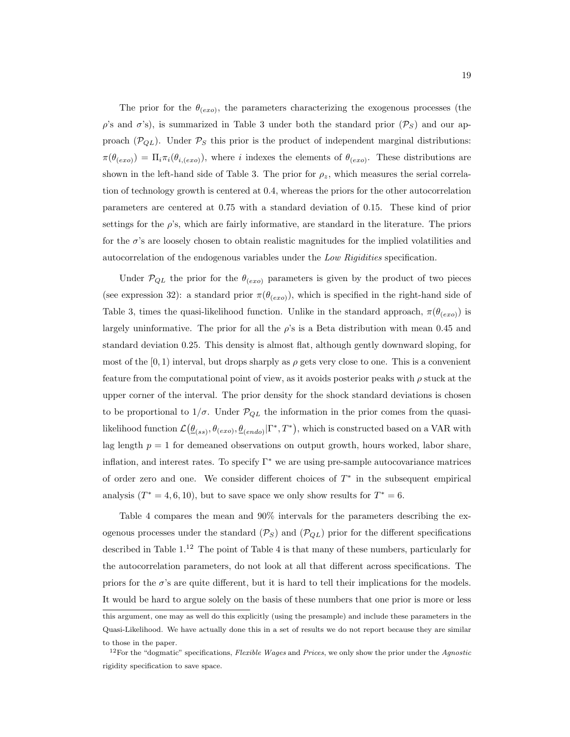The prior for the $\theta_{(exo)}$, the parameters characterizing the exogenous processes (the $\rho$'s and $\sigma$'s), is summarized in Table 3 under both the standard prior ($\mathcal{P}_S$) and our approach ($\mathcal{P}_{QL}$). Under $\mathcal{P}_S$ this prior is the product of independent marginal distributions: $\pi(\theta_{(exo)}) = \Pi_i \pi_i(\theta_{i,(exo)})$, where $i$ indexes the elements of $\theta_{(exo)}$. These distributions are shown in the left-hand side of Table 3. The prior for $\rho_z$, which measures the serial correlation of technology growth is centered at 0.4, whereas the priors for the other autocorrelation parameters are centered at 0.75 with a standard deviation of 0.15. These kind of prior settings for the $\rho$'s, which are fairly informative, are standard in the literature. The priors for the $\sigma$'s are loosely chosen to obtain realistic magnitudes for the implied volatilities and autocorrelation of the endogenous variables under the *Low Rigidities* specification.

Under $\mathcal{P}_{QL}$ the prior for the $\theta_{(exo)}$ parameters is given by the product of two pieces (see expression 32): a standard prior $\pi(\theta_{(exo)})$, which is specified in the right-hand side of Table 3, times the quasi-likelihood function. Unlike in the standard approach, $\pi(\theta_{(exo)})$ is largely uninformative. The prior for all the $\rho$'s is a Beta distribution with mean 0.45 and standard deviation 0.25. This density is almost flat, although gently downward sloping, for most of the $[0, 1)$ interval, but drops sharply as $\rho$ gets very close to one. This is a convenient feature from the computational point of view, as it avoids posterior peaks with $\rho$ stuck at the upper corner of the interval. The prior density for the shock standard deviations is chosen to be proportional to $1/\sigma$. Under $\mathcal{P}_{QL}$ the information in the prior comes from the quasi-likelihood function $\mathcal{L}\big(\underline{\theta}_{(ss)}, \theta_{(exo)}, \underline{\theta}_{(endo)} | \Gamma^*, T^*\big)$, which is constructed based on a VAR with lag length $p = 1$ for demeaned observations on output growth, hours worked, labor share, inflation, and interest rates. To specify $\Gamma^*$ we are using pre-sample autocovariance matrices of order zero and one. We consider different choices of $T^*$ in the subsequent empirical analysis ($T^* = 4, 6, 10$), but to save space we only show results for $T^* = 6$.

Table 4 compares the mean and 90% intervals for the parameters describing the exogenous processes under the standard ($\mathcal{P}_S$) and ($\mathcal{P}_{QL}$) prior for the different specifications described in Table 1.[12] The point of Table 4 is that many of these numbers, particularly for the autocorrelation parameters, do not look at all that different across specifications. The priors for the $\sigma$'s are quite different, but it is hard to tell their implications for the models. It would be hard to argue solely on the basis of these numbers that one prior is more or less

this argument, one may as well do this explicitly (using the presample) and include these parameters in the Quasi-Likelihood. We have actually done this in a set of results we do not report because they are similar to those in the paper.

[12] For the "dogmatic" specifications, *Flexible Wages* and *Prices*, we only show the prior under the *Agnostic* rigidity specification to save space.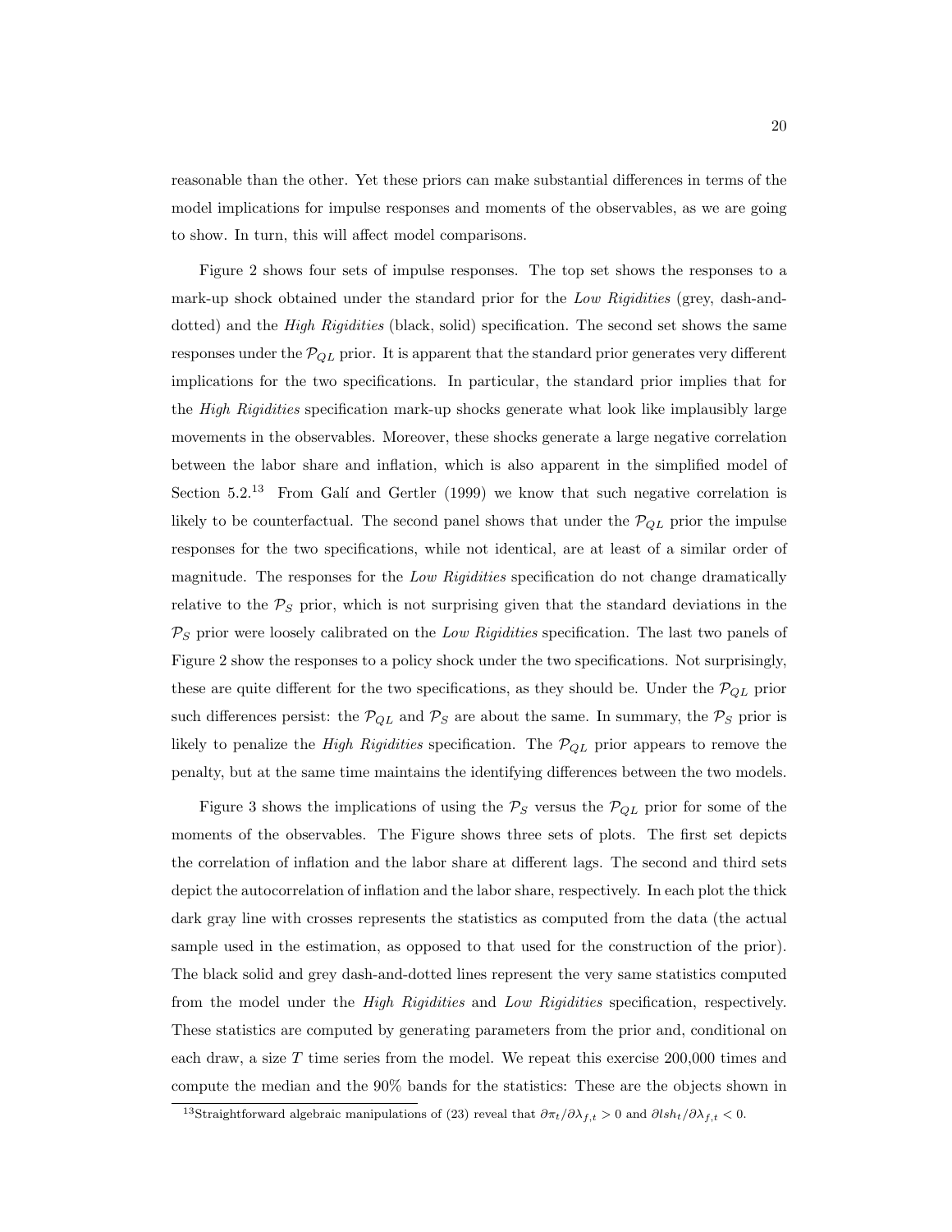reasonable than the other. Yet these priors can make substantial differences in terms of the model implications for impulse responses and moments of the observables, as we are going to show. In turn, this will affect model comparisons.

Figure 2 shows four sets of impulse responses. The top set shows the responses to a mark-up shock obtained under the standard prior for the *Low Rigidities* (grey, dash-and-dotted) and the *High Rigidities* (black, solid) specification. The second set shows the same responses under the $\mathcal{P}_{QL}$ prior. It is apparent that the standard prior generates very different implications for the two specifications. In particular, the standard prior implies that for the *High Rigidities* specification mark-up shocks generate what look like implausibly large movements in the observables. Moreover, these shocks generate a large negative correlation between the labor share and inflation, which is also apparent in the simplified model of Section 5.2.[13] From Galí and Gertler (1999) we know that such negative correlation is likely to be counterfactual. The second panel shows that under the $\mathcal{P}_{QL}$ prior the impulse responses for the two specifications, while not identical, are at least of a similar order of magnitude. The responses for the *Low Rigidities* specification do not change dramatically relative to the $\mathcal{P}_S$ prior, which is not surprising given that the standard deviations in the $\mathcal{P}_S$ prior were loosely calibrated on the *Low Rigidities* specification. The last two panels of Figure 2 show the responses to a policy shock under the two specifications. Not surprisingly, these are quite different for the two specifications, as they should be. Under the $\mathcal{P}_{QL}$ prior such differences persist: the $\mathcal{P}_{QL}$ and $\mathcal{P}_S$ are about the same. In summary, the $\mathcal{P}_S$ prior is likely to penalize the *High Rigidities* specification. The $\mathcal{P}_{QL}$ prior appears to remove the penalty, but at the same time maintains the identifying differences between the two models.

Figure 3 shows the implications of using the $\mathcal{P}_S$ versus the $\mathcal{P}_{QL}$ prior for some of the moments of the observables. The Figure shows three sets of plots. The first set depicts the correlation of inflation and the labor share at different lags. The second and third sets depict the autocorrelation of inflation and the labor share, respectively. In each plot the thick dark gray line with crosses represents the statistics as computed from the data (the actual sample used in the estimation, as opposed to that used for the construction of the prior). The black solid and grey dash-and-dotted lines represent the very same statistics computed from the model under the *High Rigidities* and *Low Rigidities* specification, respectively. These statistics are computed by generating parameters from the prior and, conditional on each draw, a size $T$ time series from the model. We repeat this exercise 200,000 times and compute the median and the 90% bands for the statistics: These are the objects shown in

[13] Straightforward algebraic manipulations of (23) reveal that $\partial \pi_t / \partial \lambda_{f,t} > 0$ and $\partial lsh_t / \partial \lambda_{f,t} < 0$.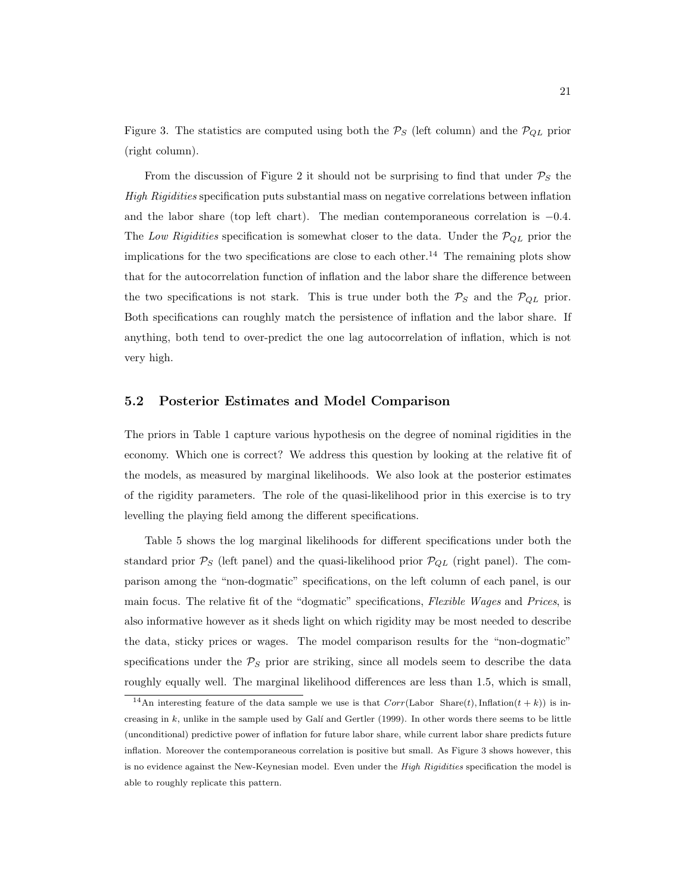Figure 3. The statistics are computed using both the $\mathcal{P}_S$ (left column) and the $\mathcal{P}_{QL}$ prior (right column).

From the discussion of Figure 2 it should not be surprising to find that under $\mathcal{P}_S$ the *High Rigidities* specification puts substantial mass on negative correlations between inflation and the labor share (top left chart). The median contemporaneous correlation is $-0.4$. The *Low Rigidities* specification is somewhat closer to the data. Under the $\mathcal{P}_{QL}$ prior the implications for the two specifications are close to each other.[14] The remaining plots show that for the autocorrelation function of inflation and the labor share the difference between the two specifications is not stark. This is true under both the $\mathcal{P}_S$ and the $\mathcal{P}_{QL}$ prior. Both specifications can roughly match the persistence of inflation and the labor share. If anything, both tend to over-predict the one lag autocorrelation of inflation, which is not very high.

## 5.2 Posterior Estimates and Model Comparison

The priors in Table 1 capture various hypothesis on the degree of nominal rigidities in the economy. Which one is correct? We address this question by looking at the relative fit of the models, as measured by marginal likelihoods. We also look at the posterior estimates of the rigidity parameters. The role of the quasi-likelihood prior in this exercise is to try levelling the playing field among the different specifications.

Table 5 shows the log marginal likelihoods for different specifications under both the standard prior $\mathcal{P}_S$ (left panel) and the quasi-likelihood prior $\mathcal{P}_{QL}$ (right panel). The comparison among the "non-dogmatic" specifications, on the left column of each panel, is our main focus. The relative fit of the "dogmatic" specifications, *Flexible Wages* and *Prices*, is also informative however as it sheds light on which rigidity may be most needed to describe the data, sticky prices or wages. The model comparison results for the "non-dogmatic" specifications under the $\mathcal{P}_S$ prior are striking, since all models seem to describe the data roughly equally well. The marginal likelihood differences are less than 1.5, which is small,

[14] An interesting feature of the data sample we use is that $Corr(\text{Labor Share}(t), \text{Inflation}(t+k))$ is increasing in $k$, unlike in the sample used by Galí and Gertler (1999). In other words there seems to be little (unconditional) predictive power of inflation for future labor share, while current labor share predicts future inflation. Moreover the contemporaneous correlation is positive but small. As Figure 3 shows however, this is no evidence against the New-Keynesian model. Even under the *High Rigidities* specification the model is able to roughly replicate this pattern.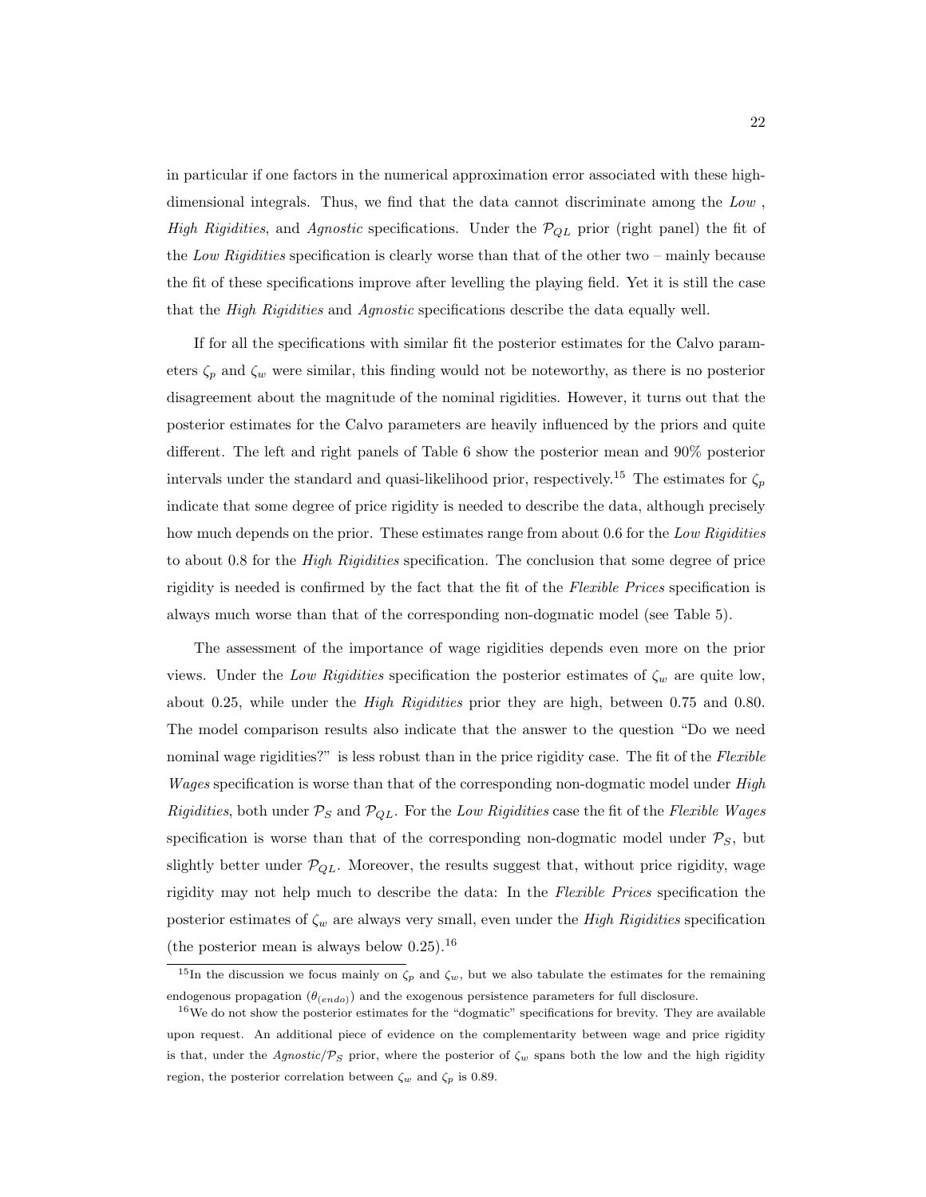in particular if one factors in the numerical approximation error associated with these high-dimensional integrals. Thus, we find that the data cannot discriminate among the *Low* , *High Rigidities*, and *Agnostic* specifications. Under the $\mathcal{P}_{QL}$ prior (right panel) the fit of the *Low Rigidities* specification is clearly worse than that of the other two – mainly because the fit of these specifications improve after levelling the playing field. Yet it is still the case that the *High Rigidities* and *Agnostic* specifications describe the data equally well.

If for all the specifications with similar fit the posterior estimates for the Calvo parameters $\zeta_p$ and $\zeta_w$ were similar, this finding would not be noteworthy, as there is no posterior disagreement about the magnitude of the nominal rigidities. However, it turns out that the posterior estimates for the Calvo parameters are heavily influenced by the priors and quite different. The left and right panels of Table 6 show the posterior mean and 90% posterior intervals under the standard and quasi-likelihood prior, respectively.[15] The estimates for $\zeta_p$ indicate that some degree of price rigidity is needed to describe the data, although precisely how much depends on the prior. These estimates range from about 0.6 for the *Low Rigidities* to about 0.8 for the *High Rigidities* specification. The conclusion that some degree of price rigidity is needed is confirmed by the fact that the fit of the *Flexible Prices* specification is always much worse than that of the corresponding non-dogmatic model (see Table 5).

The assessment of the importance of wage rigidities depends even more on the prior views. Under the *Low Rigidities* specification the posterior estimates of $\zeta_w$ are quite low, about 0.25, while under the *High Rigidities* prior they are high, between 0.75 and 0.80. The model comparison results also indicate that the answer to the question "Do we need nominal wage rigidities?" is less robust than in the price rigidity case. The fit of the *Flexible Wages* specification is worse than that of the corresponding non-dogmatic model under *High Rigidities*, both under $\mathcal{P}_S$ and $\mathcal{P}_{QL}$. For the *Low Rigidities* case the fit of the *Flexible Wages* specification is worse than that of the corresponding non-dogmatic model under $\mathcal{P}_S$, but slightly better under $\mathcal{P}_{QL}$. Moreover, the results suggest that, without price rigidity, wage rigidity may not help much to describe the data: In the *Flexible Prices* specification the posterior estimates of $\zeta_w$ are always very small, even under the *High Rigidities* specification (the posterior mean is always below 0.25).[16]

[15] In the discussion we focus mainly on $\zeta_p$ and $\zeta_w$, but we also tabulate the estimates for the remaining endogenous propagation ($\theta_{(endo)}$) and the exogenous persistence parameters for full disclosure.

[16] We do not show the posterior estimates for the "dogmatic" specifications for brevity. They are available upon request. An additional piece of evidence on the complementarity between wage and price rigidity is that, under the *Agnostic*/$\mathcal{P}_S$ prior, where the posterior of $\zeta_w$ spans both the low and the high rigidity region, the posterior correlation between $\zeta_w$ and $\zeta_p$ is 0.89.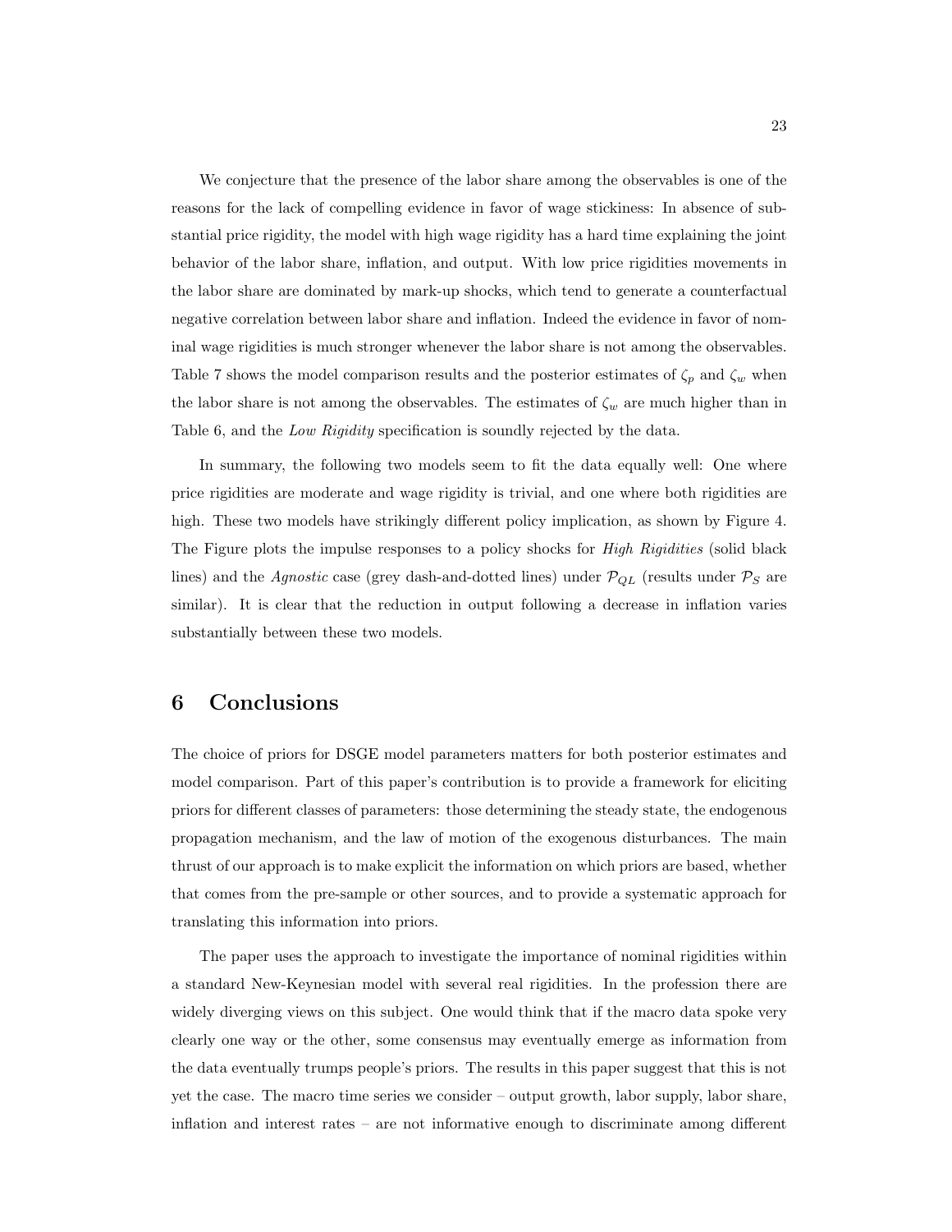We conjecture that the presence of the labor share among the observables is one of the reasons for the lack of compelling evidence in favor of wage stickiness: In absence of substantial price rigidity, the model with high wage rigidity has a hard time explaining the joint behavior of the labor share, inflation, and output. With low price rigidities movements in the labor share are dominated by mark-up shocks, which tend to generate a counterfactual negative correlation between labor share and inflation. Indeed the evidence in favor of nominal wage rigidities is much stronger whenever the labor share is not among the observables. Table 7 shows the model comparison results and the posterior estimates of $\zeta_p$ and $\zeta_w$ when the labor share is not among the observables. The estimates of $\zeta_w$ are much higher than in Table 6, and the *Low Rigidity* specification is soundly rejected by the data.

In summary, the following two models seem to fit the data equally well: One where price rigidities are moderate and wage rigidity is trivial, and one where both rigidities are high. These two models have strikingly different policy implication, as shown by Figure 4. The Figure plots the impulse responses to a policy shocks for *High Rigidities* (solid black lines) and the *Agnostic* case (grey dash-and-dotted lines) under $\mathcal{P}_{QL}$ (results under $\mathcal{P}_S$ are similar). It is clear that the reduction in output following a decrease in inflation varies substantially between these two models.

# 6 Conclusions

The choice of priors for DSGE model parameters matters for both posterior estimates and model comparison. Part of this paper's contribution is to provide a framework for eliciting priors for different classes of parameters: those determining the steady state, the endogenous propagation mechanism, and the law of motion of the exogenous disturbances. The main thrust of our approach is to make explicit the information on which priors are based, whether that comes from the pre-sample or other sources, and to provide a systematic approach for translating this information into priors.

The paper uses the approach to investigate the importance of nominal rigidities within a standard New-Keynesian model with several real rigidities. In the profession there are widely diverging views on this subject. One would think that if the macro data spoke very clearly one way or the other, some consensus may eventually emerge as information from the data eventually trumps people's priors. The results in this paper suggest that this is not yet the case. The macro time series we consider – output growth, labor supply, labor share, inflation and interest rates – are not informative enough to discriminate among different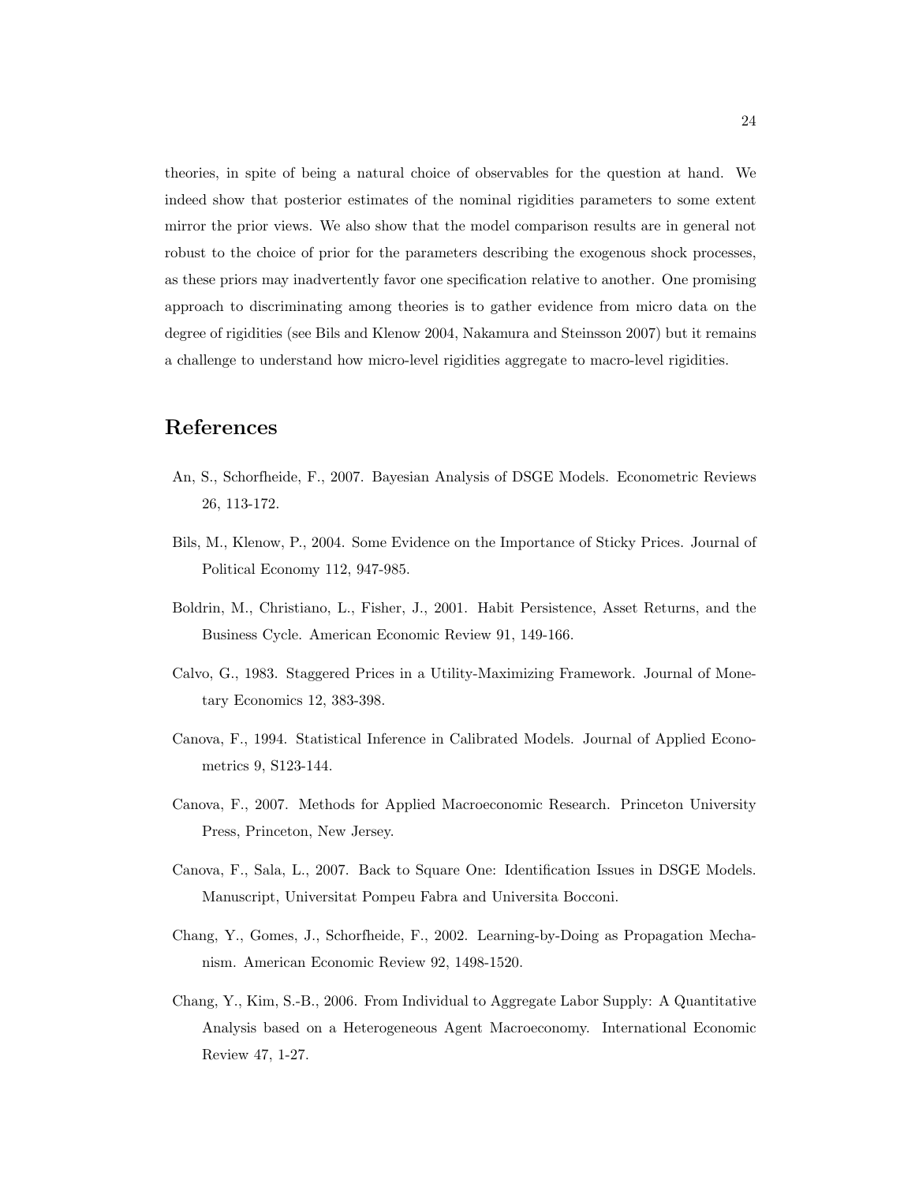theories, in spite of being a natural choice of observables for the question at hand. We indeed show that posterior estimates of the nominal rigidities parameters to some extent mirror the prior views. We also show that the model comparison results are in general not robust to the choice of prior for the parameters describing the exogenous shock processes, as these priors may inadvertently favor one specification relative to another. One promising approach to discriminating among theories is to gather evidence from micro data on the degree of rigidities (see Bils and Klenow 2004, Nakamura and Steinsson 2007) but it remains a challenge to understand how micro-level rigidities aggregate to macro-level rigidities.

## References

An, S., Schorfheide, F., 2007. Bayesian Analysis of DSGE Models. Econometric Reviews 26, 113-172.

Bils, M., Klenow, P., 2004. Some Evidence on the Importance of Sticky Prices. Journal of Political Economy 112, 947-985.

Boldrin, M., Christiano, L., Fisher, J., 2001. Habit Persistence, Asset Returns, and the Business Cycle. American Economic Review 91, 149-166.

Calvo, G., 1983. Staggered Prices in a Utility-Maximizing Framework. Journal of Monetary Economics 12, 383-398.

Canova, F., 1994. Statistical Inference in Calibrated Models. Journal of Applied Econometrics 9, S123-144.

Canova, F., 2007. Methods for Applied Macroeconomic Research. Princeton University Press, Princeton, New Jersey.

Canova, F., Sala, L., 2007. Back to Square One: Identification Issues in DSGE Models. Manuscript, Universitat Pompeu Fabra and Universita Bocconi.

Chang, Y., Gomes, J., Schorfheide, F., 2002. Learning-by-Doing as Propagation Mechanism. American Economic Review 92, 1498-1520.

Chang, Y., Kim, S.-B., 2006. From Individual to Aggregate Labor Supply: A Quantitative Analysis based on a Heterogeneous Agent Macroeconomy. International Economic Review 47, 1-27.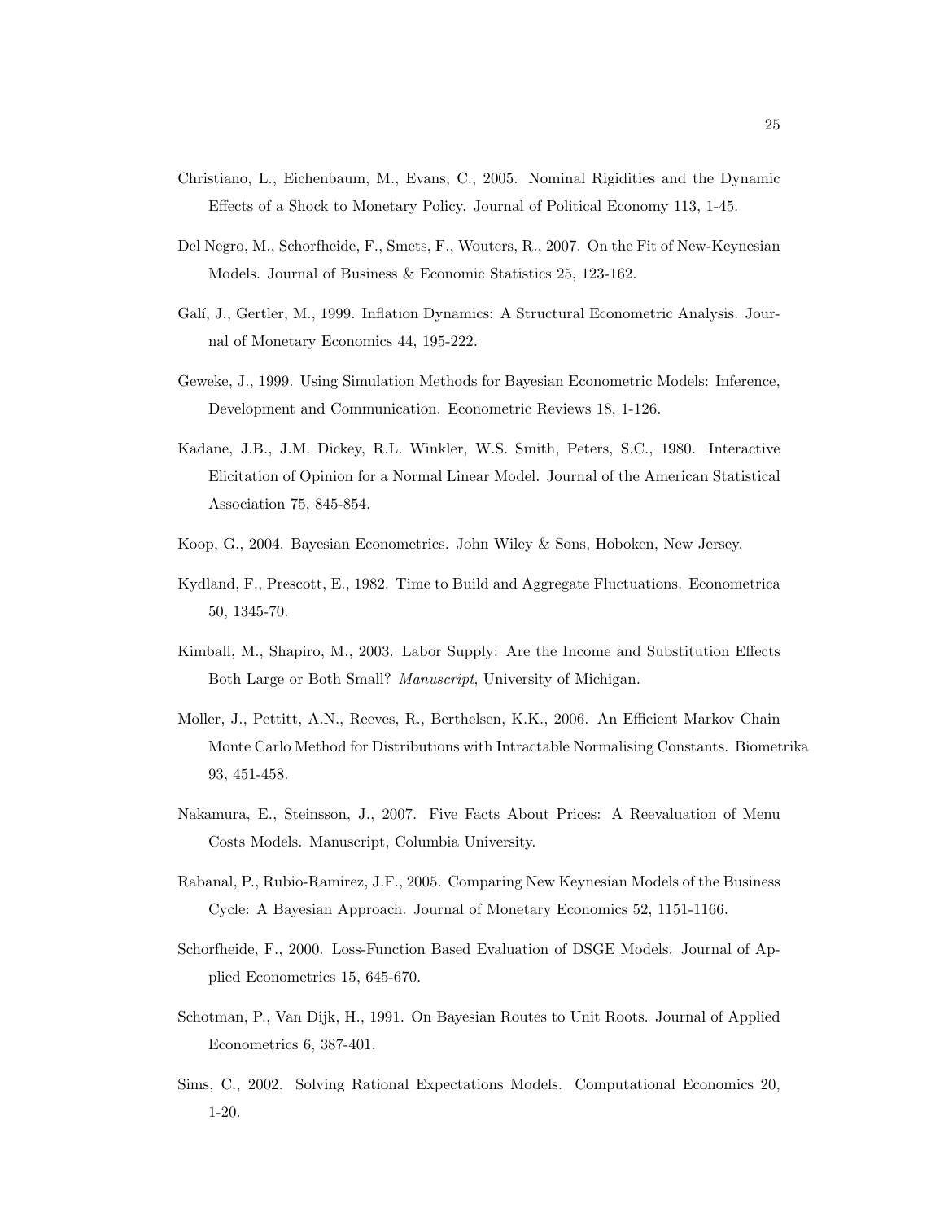Christiano, L., Eichenbaum, M., Evans, C., 2005. Nominal Rigidities and the Dynamic Effects of a Shock to Monetary Policy. Journal of Political Economy 113, 1-45.

Del Negro, M., Schorfheide, F., Smets, F., Wouters, R., 2007. On the Fit of New-Keynesian Models. Journal of Business & Economic Statistics 25, 123-162.

Galí, J., Gertler, M., 1999. Inflation Dynamics: A Structural Econometric Analysis. Journal of Monetary Economics 44, 195-222.

Geweke, J., 1999. Using Simulation Methods for Bayesian Econometric Models: Inference, Development and Communication. Econometric Reviews 18, 1-126.

Kadane, J.B., J.M. Dickey, R.L. Winkler, W.S. Smith, Peters, S.C., 1980. Interactive Elicitation of Opinion for a Normal Linear Model. Journal of the American Statistical Association 75, 845-854.

Koop, G., 2004. Bayesian Econometrics. John Wiley & Sons, Hoboken, New Jersey.

Kydland, F., Prescott, E., 1982. Time to Build and Aggregate Fluctuations. Econometrica 50, 1345-70.

Kimball, M., Shapiro, M., 2003. Labor Supply: Are the Income and Substitution Effects Both Large or Both Small? *Manuscript*, University of Michigan.

Moller, J., Pettitt, A.N., Reeves, R., Berthelsen, K.K., 2006. An Efficient Markov Chain Monte Carlo Method for Distributions with Intractable Normalising Constants. Biometrika 93, 451-458.

Nakamura, E., Steinsson, J., 2007. Five Facts About Prices: A Reevaluation of Menu Costs Models. Manuscript, Columbia University.

Rabanal, P., Rubio-Ramirez, J.F., 2005. Comparing New Keynesian Models of the Business Cycle: A Bayesian Approach. Journal of Monetary Economics 52, 1151-1166.

Schorfheide, F., 2000. Loss-Function Based Evaluation of DSGE Models. Journal of Applied Econometrics 15, 645-670.

Schotman, P., Van Dijk, H., 1991. On Bayesian Routes to Unit Roots. Journal of Applied Econometrics 6, 387-401.

Sims, C., 2002. Solving Rational Expectations Models. Computational Economics 20, 1-20.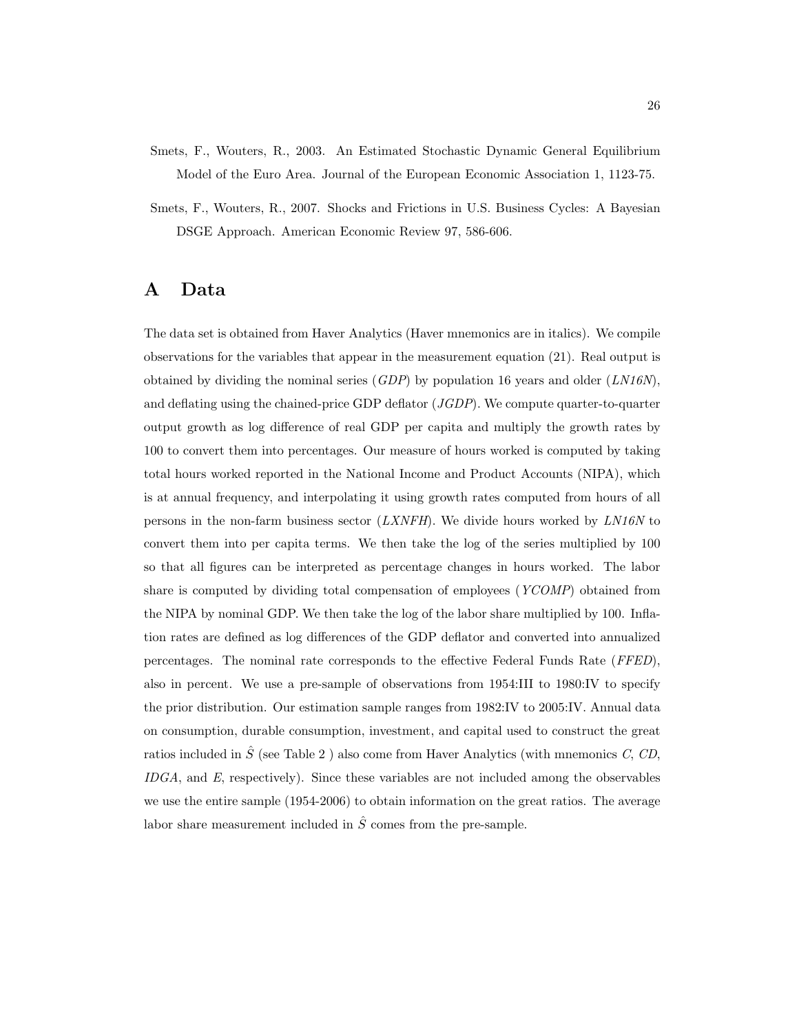Smets, F., Wouters, R., 2003. An Estimated Stochastic Dynamic General Equilibrium Model of the Euro Area. Journal of the European Economic Association 1, 1123-75.

Smets, F., Wouters, R., 2007. Shocks and Frictions in U.S. Business Cycles: A Bayesian DSGE Approach. American Economic Review 97, 586-606.

# A Data

The data set is obtained from Haver Analytics (Haver mnemonics are in italics). We compile observations for the variables that appear in the measurement equation (21). Real output is obtained by dividing the nominal series (*GDP*) by population 16 years and older (*LN16N*), and deflating using the chained-price GDP deflator (*JGDP*). We compute quarter-to-quarter output growth as log difference of real GDP per capita and multiply the growth rates by 100 to convert them into percentages. Our measure of hours worked is computed by taking total hours worked reported in the National Income and Product Accounts (NIPA), which is at annual frequency, and interpolating it using growth rates computed from hours of all persons in the non-farm business sector (*LXNFH*). We divide hours worked by *LN16N* to convert them into per capita terms. We then take the log of the series multiplied by 100 so that all figures can be interpreted as percentage changes in hours worked. The labor share is computed by dividing total compensation of employees (*YCOMP*) obtained from the NIPA by nominal GDP. We then take the log of the labor share multiplied by 100. Inflation rates are defined as log differences of the GDP deflator and converted into annualized percentages. The nominal rate corresponds to the effective Federal Funds Rate (*FFED*), also in percent. We use a pre-sample of observations from 1954:III to 1980:IV to specify the prior distribution. Our estimation sample ranges from 1982:IV to 2005:IV. Annual data on consumption, durable consumption, investment, and capital used to construct the great ratios included in $\hat{S}$ (see Table 2 ) also come from Haver Analytics (with mnemonics *C*, *CD*, *IDGA*, and *E*, respectively). Since these variables are not included among the observables we use the entire sample (1954-2006) to obtain information on the great ratios. The average labor share measurement included in $\hat{S}$ comes from the pre-sample.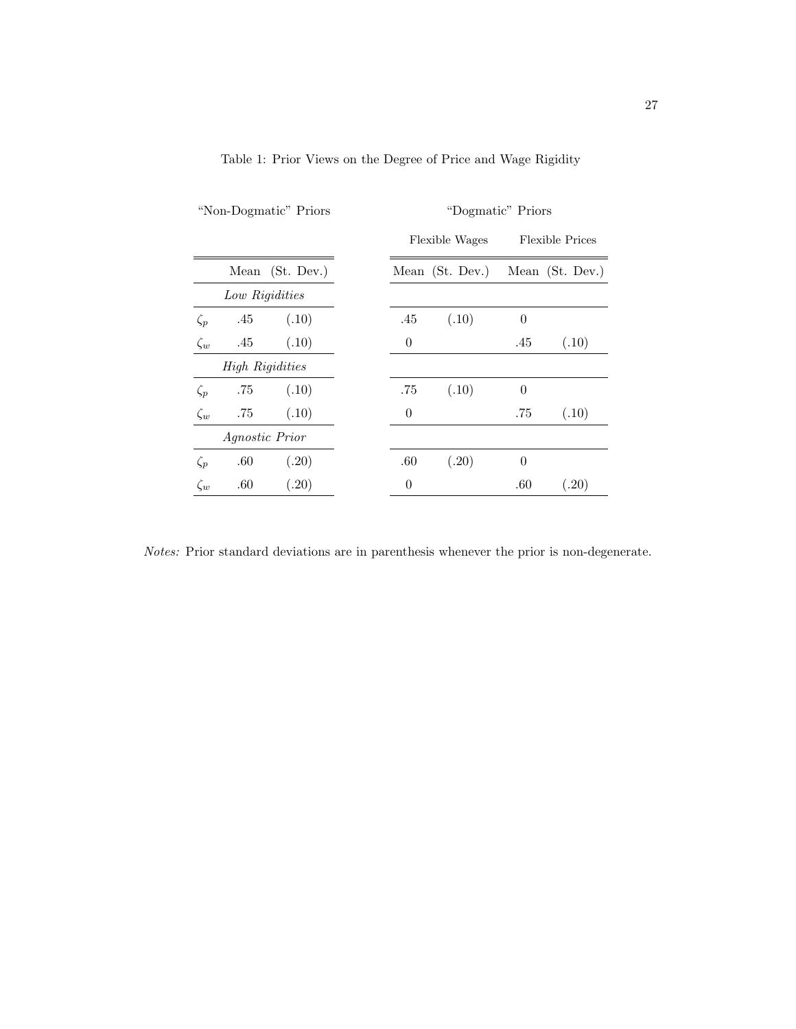Table 1: Prior Views on the Degree of Price and Wage Rigidity

| | "Non-Dogmatic" Priors | | "Dogmatic" Priors | | | |
|---|---|---|---|---|---|---|
| | | | Flexible Wages | | Flexible Prices | |
| | Mean | (St. Dev.) | Mean | (St. Dev.) | Mean | (St. Dev.) |
| | *Low Rigidities* | | | | | |
| $\zeta_p$ | .45 | (.10) | .45 | (.10) | 0 | |
| $\zeta_w$ | .45 | (.10) | 0 | | .45 | (.10) |
| | *High Rigidities* | | | | | |
| $\zeta_p$ | .75 | (.10) | .75 | (.10) | 0 | |
| $\zeta_w$ | .75 | (.10) | 0 | | .75 | (.10) |
| | *Agnostic Prior* | | | | | |
| $\zeta_p$ | .60 | (.20) | .60 | (.20) | 0 | |
| $\zeta_w$ | .60 | (.20) | 0 | | .60 | (.20) |

*Notes:* Prior standard deviations are in parenthesis whenever the prior is non-degenerate.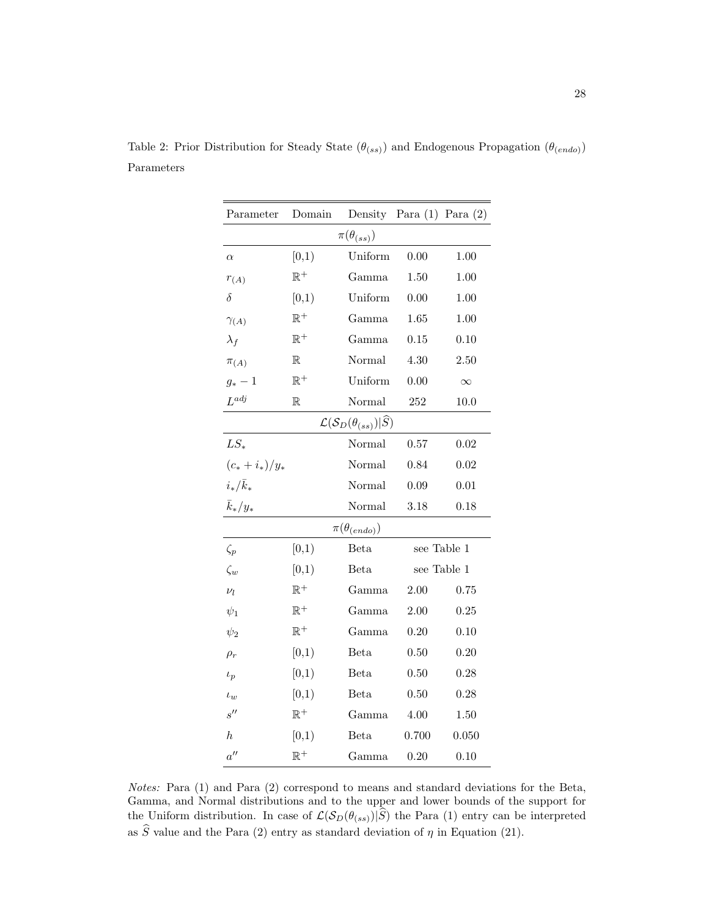Table 2: Prior Distribution for Steady State ($\theta_{(ss)}$) and Endogenous Propagation ($\theta_{(endo)}$) Parameters

| Parameter | Domain | Density | Para (1) | Para (2) |
|---|---|---|---|---|
| | | $\pi(\theta_{(ss)})$ | | |
| $\alpha$ | [0,1) | Uniform | 0.00 | 1.00 |
| $r_{(A)}$ | $\mathbb{R}^+$ | Gamma | 1.50 | 1.00 |
| $\delta$ | [0,1) | Uniform | 0.00 | 1.00 |
| $\gamma_{(A)}$ | $\mathbb{R}^+$ | Gamma | 1.65 | 1.00 |
| $\lambda_f$ | $\mathbb{R}^+$ | Gamma | 0.15 | 0.10 |
| $\pi_{(A)}$ | $\mathbb{R}$ | Normal | 4.30 | 2.50 |
| $g_* - 1$ | $\mathbb{R}^+$ | Uniform | 0.00 | $\infty$ |
| $L^{adj}$ | $\mathbb{R}$ | Normal | 252 | 10.0 |
| | | $\mathcal{L}(\mathcal{S}_D(\theta_{(ss)})\vert\widehat{S})$ | | |
| $LS_*$ | | Normal | 0.57 | 0.02 |
| $(c_* + i_*)/y_*$ | | Normal | 0.84 | 0.02 |
| $i_*/\bar{k}_*$ | | Normal | 0.09 | 0.01 |
| $\bar{k}_*/y_*$ | | Normal | 3.18 | 0.18 |
| | | $\pi(\theta_{(endo)})$ | | |
| $\zeta_p$ | [0,1) | Beta | see Table 1 | |
| $\zeta_w$ | [0,1) | Beta | see Table 1 | |
| $\nu_l$ | $\mathbb{R}^+$ | Gamma | 2.00 | 0.75 |
| $\psi_1$ | $\mathbb{R}^+$ | Gamma | 2.00 | 0.25 |
| $\psi_2$ | $\mathbb{R}^+$ | Gamma | 0.20 | 0.10 |
| $\rho_r$ | [0,1) | Beta | 0.50 | 0.20 |
| $\iota_p$ | [0,1) | Beta | 0.50 | 0.28 |
| $\iota_w$ | [0,1) | Beta | 0.50 | 0.28 |
| $s''$ | $\mathbb{R}^+$ | Gamma | 4.00 | 1.50 |
| $h$ | [0,1) | Beta | 0.700 | 0.050 |
| $a''$ | $\mathbb{R}^+$ | Gamma | 0.20 | 0.10 |

*Notes:* Para (1) and Para (2) correspond to means and standard deviations for the Beta, Gamma, and Normal distributions and to the upper and lower bounds of the support for the Uniform distribution. In case of $\mathcal{L}(\mathcal{S}_D(\theta_{(ss)})|\widehat{S})$ the Para (1) entry can be interpreted as $\widehat{S}$ value and the Para (2) entry as standard deviation of $\eta$ in Equation (21).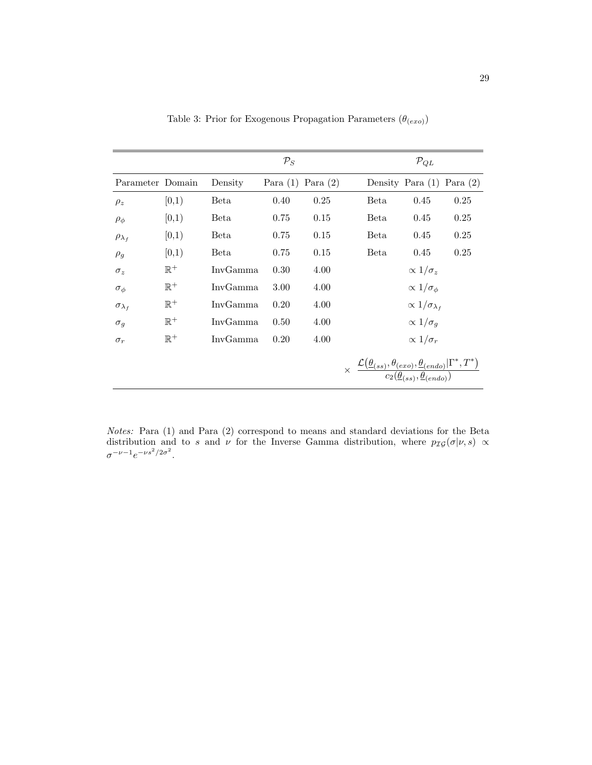Table 3: Prior for Exogenous Propagation Parameters ($\theta_{(exo)}$)

| | | $\mathcal{P}_S$ | | | $\mathcal{P}_{QL}$ | | |
|---|---|---|---|---|---|---|---|
| Parameter | Domain | Density | Para (1) | Para (2) | Density | Para (1) | Para (2) |
| $\rho_z$ | [0,1) | Beta | 0.40 | 0.25 | Beta | 0.45 | 0.25 |
| $\rho_\phi$ | [0,1) | Beta | 0.75 | 0.15 | Beta | 0.45 | 0.25 |
| $\rho_{\lambda_f}$ | [0,1) | Beta | 0.75 | 0.15 | Beta | 0.45 | 0.25 |
| $\rho_g$ | [0,1) | Beta | 0.75 | 0.15 | Beta | 0.45 | 0.25 |
| $\sigma_z$ | $\mathbb{R}^+$ | InvGamma | 0.30 | 4.00 | | $\propto 1/\sigma_z$ | |
| $\sigma_\phi$ | $\mathbb{R}^+$ | InvGamma | 3.00 | 4.00 | | $\propto 1/\sigma_\phi$ | |
| $\sigma_{\lambda_f}$ | $\mathbb{R}^+$ | InvGamma | 0.20 | 4.00 | | $\propto 1/\sigma_{\lambda_f}$ | |
| $\sigma_g$ | $\mathbb{R}^+$ | InvGamma | 0.50 | 4.00 | | $\propto 1/\sigma_g$ | |
| $\sigma_r$ | $\mathbb{R}^+$ | InvGamma | 0.20 | 4.00 | | $\propto 1/\sigma_r$ | |
| | | | | | $\times$ | $\dfrac{\mathcal{L}\big(\underline{\theta}_{(ss)}, \theta_{(exo)}, \underline{\theta}_{(endo)} \vert \Gamma^*, T^*\big)}{c_2(\underline{\theta}_{(ss)}, \underline{\theta}_{(endo)})}$ | |

*Notes:* Para (1) and Para (2) correspond to means and standard deviations for the Beta distribution and to $s$ and $\nu$ for the Inverse Gamma distribution, where $p_{\mathcal{IG}}(\sigma|\nu, s) \propto \sigma^{-\nu-1} e^{-\nu s^2/2\sigma^2}$.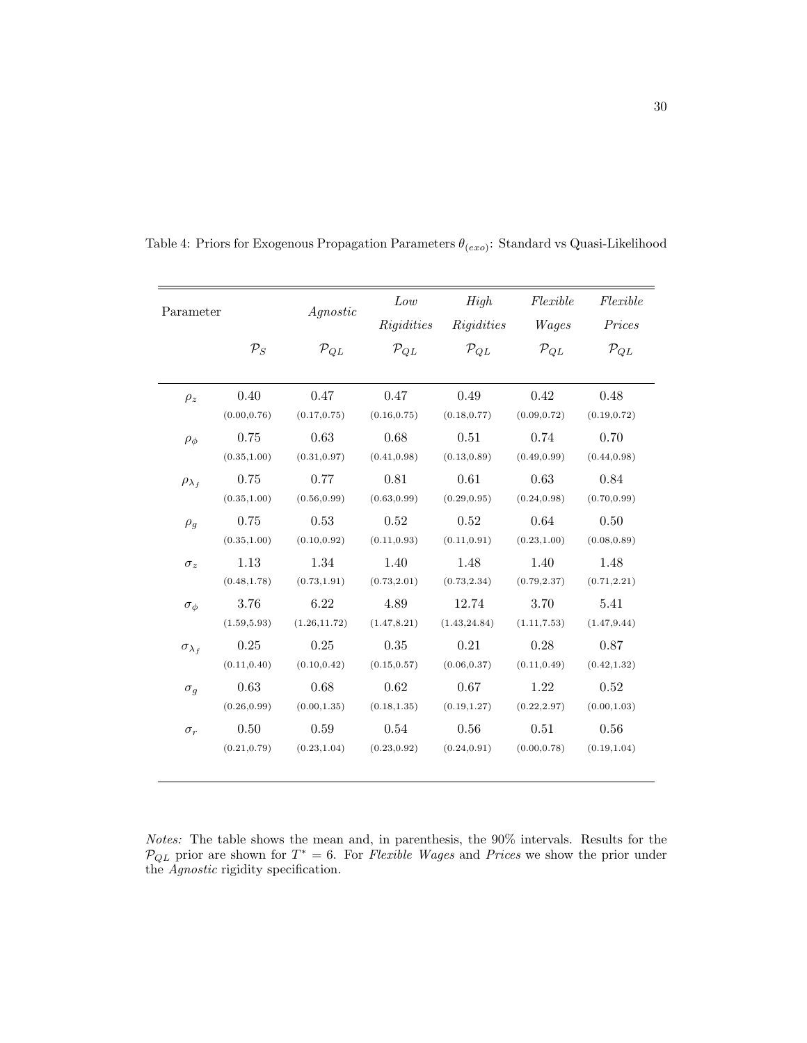Table 4: Priors for Exogenous Propagation Parameters $\theta_{(exo)}$: Standard vs Quasi-Likelihood

| Parameter | | *Agnostic* | *Low Rigidities* | *High Rigidities* | *Flexible Wages* | *Flexible Prices* |
|---|---|---|---|---|---|---|
| | $\mathcal{P}_S$ | $\mathcal{P}_{QL}$ | $\mathcal{P}_{QL}$ | $\mathcal{P}_{QL}$ | $\mathcal{P}_{QL}$ | $\mathcal{P}_{QL}$ |
| $\rho_z$ | 0.40 | 0.47 | 0.47 | 0.49 | 0.42 | 0.48 |
| | (0.00,0.76) | (0.17,0.75) | (0.16,0.75) | (0.18,0.77) | (0.09,0.72) | (0.19,0.72) |
| $\rho_\phi$ | 0.75 | 0.63 | 0.68 | 0.51 | 0.74 | 0.70 |
| | (0.35,1.00) | (0.31,0.97) | (0.41,0.98) | (0.13,0.89) | (0.49,0.99) | (0.44,0.98) |
| $\rho_{\lambda_f}$ | 0.75 | 0.77 | 0.81 | 0.61 | 0.63 | 0.84 |
| | (0.35,1.00) | (0.56,0.99) | (0.63,0.99) | (0.29,0.95) | (0.24,0.98) | (0.70,0.99) |
| $\rho_g$ | 0.75 | 0.53 | 0.52 | 0.52 | 0.64 | 0.50 |
| | (0.35,1.00) | (0.10,0.92) | (0.11,0.93) | (0.11,0.91) | (0.23,1.00) | (0.08,0.89) |
| $\sigma_z$ | 1.13 | 1.34 | 1.40 | 1.48 | 1.40 | 1.48 |
| | (0.48,1.78) | (0.73,1.91) | (0.73,2.01) | (0.73,2.34) | (0.79,2.37) | (0.71,2.21) |
| $\sigma_\phi$ | 3.76 | 6.22 | 4.89 | 12.74 | 3.70 | 5.41 |
| | (1.59,5.93) | (1.26,11.72) | (1.47,8.21) | (1.43,24.84) | (1.11,7.53) | (1.47,9.44) |
| $\sigma_{\lambda_f}$ | 0.25 | 0.25 | 0.35 | 0.21 | 0.28 | 0.87 |
| | (0.11,0.40) | (0.10,0.42) | (0.15,0.57) | (0.06,0.37) | (0.11,0.49) | (0.42,1.32) |
| $\sigma_g$ | 0.63 | 0.68 | 0.62 | 0.67 | 1.22 | 0.52 |
| | (0.26,0.99) | (0.00,1.35) | (0.18,1.35) | (0.19,1.27) | (0.22,2.97) | (0.00,1.03) |
| $\sigma_r$ | 0.50 | 0.59 | 0.54 | 0.56 | 0.51 | 0.56 |
| | (0.21,0.79) | (0.23,1.04) | (0.23,0.92) | (0.24,0.91) | (0.00,0.78) | (0.19,1.04) |

*Notes:* The table shows the mean and, in parenthesis, the 90% intervals. Results for the $\mathcal{P}_{QL}$ prior are shown for $T^* = 6$. For *Flexible Wages* and *Prices* we show the prior under the *Agnostic* rigidity specification.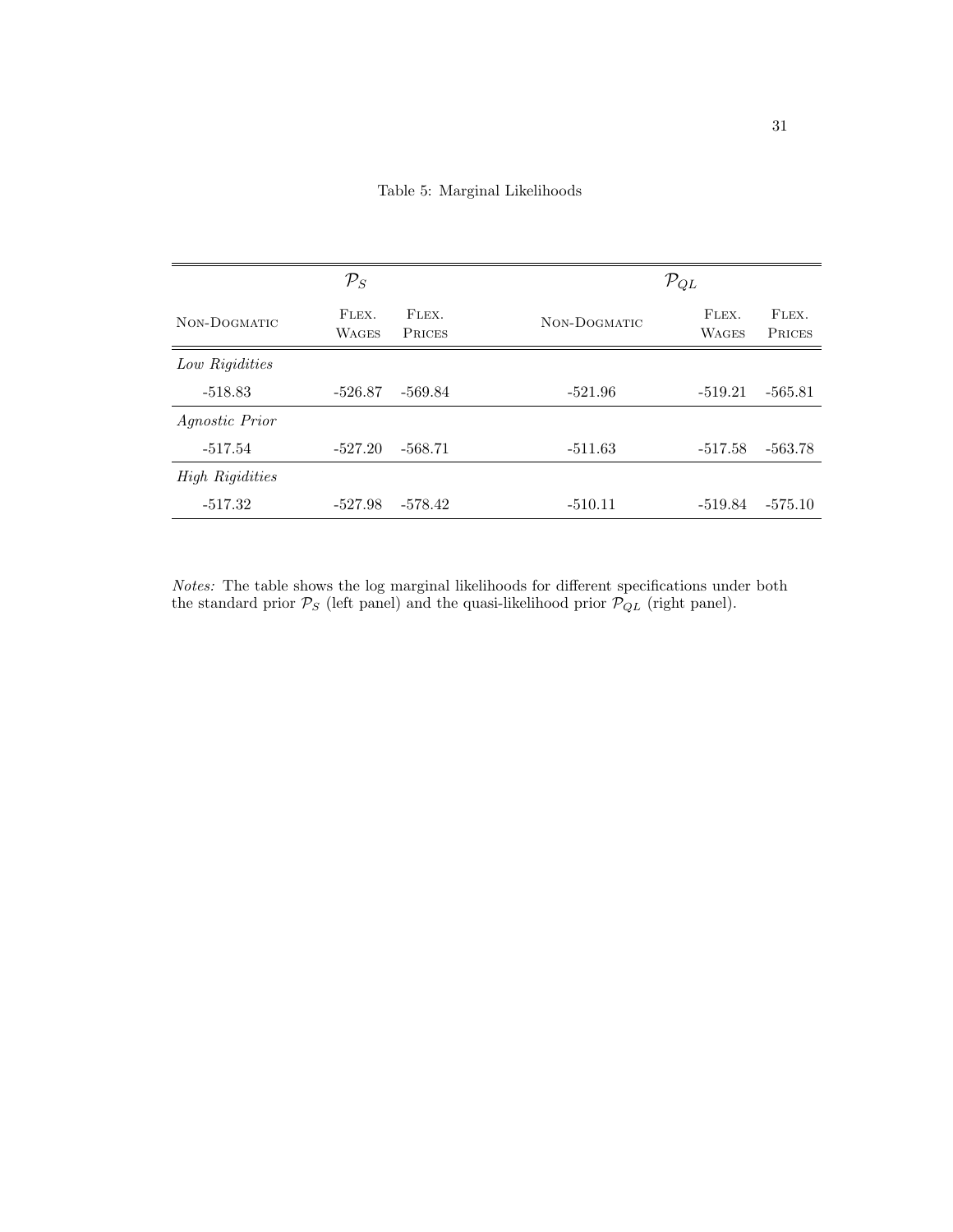Table 5: Marginal Likelihoods

| $\mathcal{P}_S$ | | | $\mathcal{P}_{QL}$ | | |
|---|---|---|---|---|---|
| Non-Dogmatic | Flex. Wages | Flex. Prices | Non-Dogmatic | Flex. Wages | Flex. Prices |
| *Low Rigidities* | | | | | |
| -518.83 | -526.87 | -569.84 | -521.96 | -519.21 | -565.81 |
| *Agnostic Prior* | | | | | |
| -517.54 | -527.20 | -568.71 | -511.63 | -517.58 | -563.78 |
| *High Rigidities* | | | | | |
| -517.32 | -527.98 | -578.42 | -510.11 | -519.84 | -575.10 |

*Notes:* The table shows the log marginal likelihoods for different specifications under both the standard prior $\mathcal{P}_S$ (left panel) and the quasi-likelihood prior $\mathcal{P}_{QL}$ (right panel).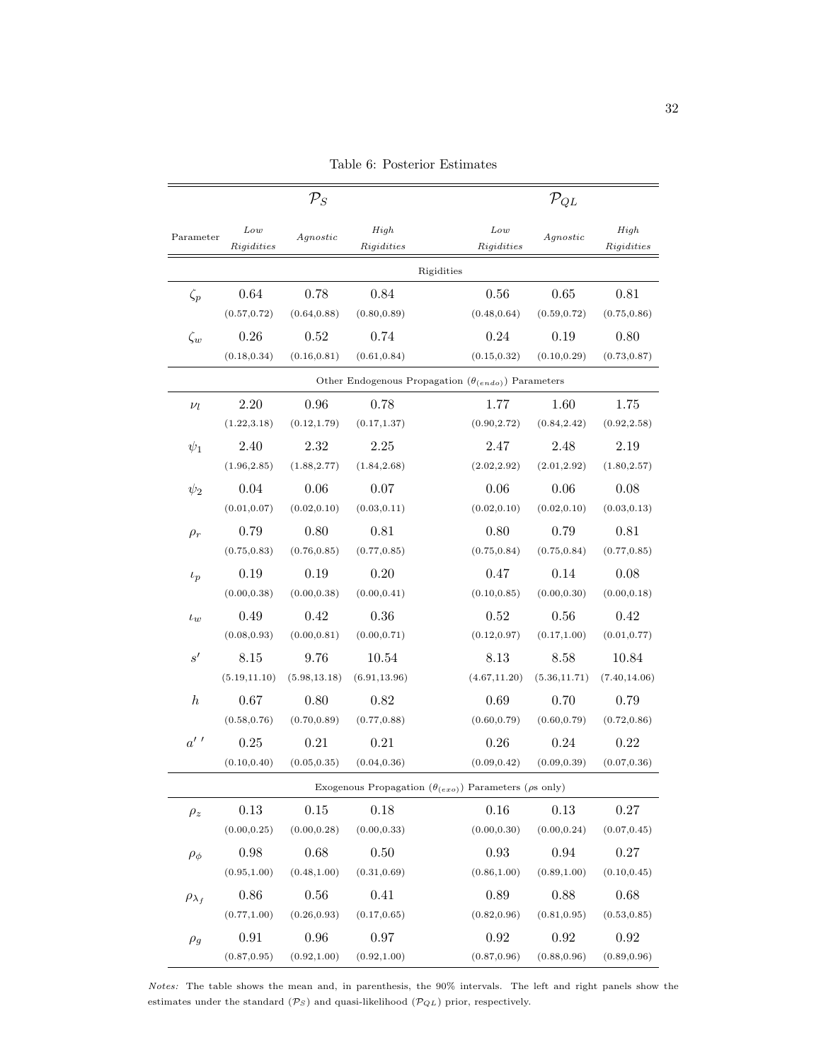Table 6: Posterior Estimates

| Parameter | $\mathcal{P}_S$ | | | $\mathcal{P}_{QL}$ | | |
|---|---|---|---|---|---|---|
| | *Low Rigidities* | *Agnostic* | *High Rigidities* | *Low Rigidities* | *Agnostic* | *High Rigidities* |
| Rigidities | | | | | | |
| $\zeta_p$ | 0.64 | 0.78 | 0.84 | 0.56 | 0.65 | 0.81 |
| | (0.57,0.72) | (0.64,0.88) | (0.80,0.89) | (0.48,0.64) | (0.59,0.72) | (0.75,0.86) |
| $\zeta_w$ | 0.26 | 0.52 | 0.74 | 0.24 | 0.19 | 0.80 |
| | (0.18,0.34) | (0.16,0.81) | (0.61,0.84) | (0.15,0.32) | (0.10,0.29) | (0.73,0.87) |
| Other Endogenous Propagation ($\theta_{(endo)}$) Parameters | | | | | | |
| $\nu_l$ | 2.20 | 0.96 | 0.78 | 1.77 | 1.60 | 1.75 |
| | (1.22,3.18) | (0.12,1.79) | (0.17,1.37) | (0.90,2.72) | (0.84,2.42) | (0.92,2.58) |
| $\psi_1$ | 2.40 | 2.32 | 2.25 | 2.47 | 2.48 | 2.19 |
| | (1.96,2.85) | (1.88,2.77) | (1.84,2.68) | (2.02,2.92) | (2.01,2.92) | (1.80,2.57) |
| $\psi_2$ | 0.04 | 0.06 | 0.07 | 0.06 | 0.06 | 0.08 |
| | (0.01,0.07) | (0.02,0.10) | (0.03,0.11) | (0.02,0.10) | (0.02,0.10) | (0.03,0.13) |
| $\rho_r$ | 0.79 | 0.80 | 0.81 | 0.80 | 0.79 | 0.81 |
| | (0.75,0.83) | (0.76,0.85) | (0.77,0.85) | (0.75,0.84) | (0.75,0.84) | (0.77,0.85) |
| $\iota_p$ | 0.19 | 0.19 | 0.20 | 0.47 | 0.14 | 0.08 |
| | (0.00,0.38) | (0.00,0.38) | (0.00,0.41) | (0.10,0.85) | (0.00,0.30) | (0.00,0.18) |
| $\iota_w$ | 0.49 | 0.42 | 0.36 | 0.52 | 0.56 | 0.42 |
| | (0.08,0.93) | (0.00,0.81) | (0.00,0.71) | (0.12,0.97) | (0.17,1.00) | (0.01,0.77) |
| $s'$ | 8.15 | 9.76 | 10.54 | 8.13 | 8.58 | 10.84 |
| | (5.19,11.10) | (5.98,13.18) | (6.91,13.96) | (4.67,11.20) | (5.36,11.71) | (7.40,14.06) |
| $h$ | 0.67 | 0.80 | 0.82 | 0.69 | 0.70 | 0.79 |
| | (0.58,0.76) | (0.70,0.89) | (0.77,0.88) | (0.60,0.79) | (0.60,0.79) | (0.72,0.86) |
| $a''$ | 0.25 | 0.21 | 0.21 | 0.26 | 0.24 | 0.22 |
| | (0.10,0.40) | (0.05,0.35) | (0.04,0.36) | (0.09,0.42) | (0.09,0.39) | (0.07,0.36) |
| Exogenous Propagation ($\theta_{(exo)}$) Parameters ($\rho$s only) | | | | | | |
| $\rho_z$ | 0.13 | 0.15 | 0.18 | 0.16 | 0.13 | 0.27 |
| | (0.00,0.25) | (0.00,0.28) | (0.00,0.33) | (0.00,0.30) | (0.00,0.24) | (0.07,0.45) |
| $\rho_\phi$ | 0.98 | 0.68 | 0.50 | 0.93 | 0.94 | 0.27 |
| | (0.95,1.00) | (0.48,1.00) | (0.31,0.69) | (0.86,1.00) | (0.89,1.00) | (0.10,0.45) |
| $\rho_{\lambda_f}$ | 0.86 | 0.56 | 0.41 | 0.89 | 0.88 | 0.68 |
| | (0.77,1.00) | (0.26,0.93) | (0.17,0.65) | (0.82,0.96) | (0.81,0.95) | (0.53,0.85) |
| $\rho_g$ | 0.91 | 0.96 | 0.97 | 0.92 | 0.92 | 0.92 |
| | (0.87,0.95) | (0.92,1.00) | (0.92,1.00) | (0.87,0.96) | (0.88,0.96) | (0.89,0.96) |

*Notes:* The table shows the mean and, in parenthesis, the 90% intervals. The left and right panels show the estimates under the standard ($\mathcal{P}_S$) and quasi-likelihood ($\mathcal{P}_{QL}$) prior, respectively.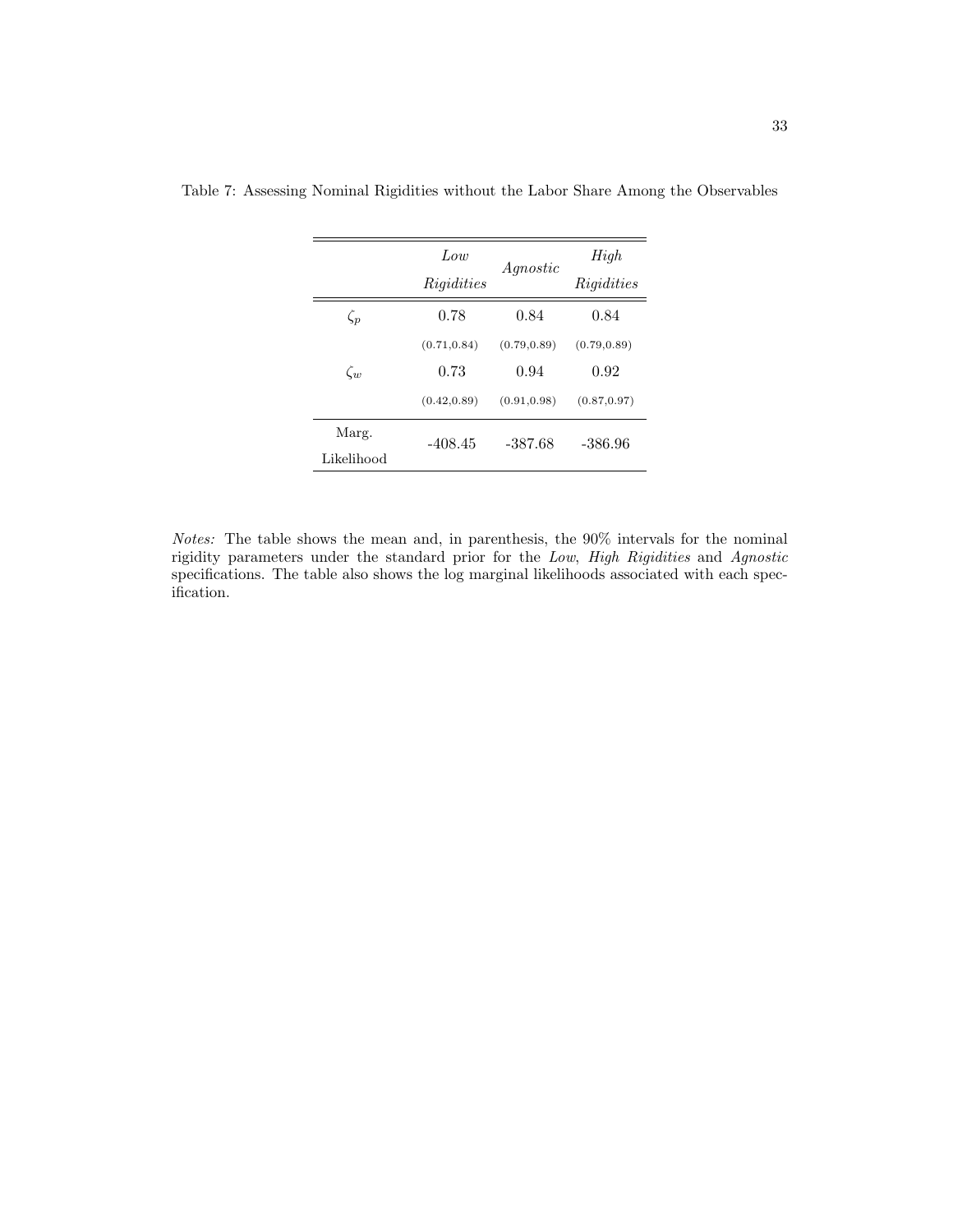Table 7: Assessing Nominal Rigidities without the Labor Share Among the Observables

| | *Low Rigidities* | *Agnostic* | *High Rigidities* |
|---|---|---|---|
| $\zeta_p$ | 0.78 | 0.84 | 0.84 |
| | (0.71,0.84) | (0.79,0.89) | (0.79,0.89) |
| $\zeta_w$ | 0.73 | 0.94 | 0.92 |
| | (0.42,0.89) | (0.91,0.98) | (0.87,0.97) |
| Marg. Likelihood | -408.45 | -387.68 | -386.96 |

*Notes:* The table shows the mean and, in parenthesis, the 90% intervals for the nominal rigidity parameters under the standard prior for the *Low*, *High Rigidities* and *Agnostic* specifications. The table also shows the log marginal likelihoods associated with each specification.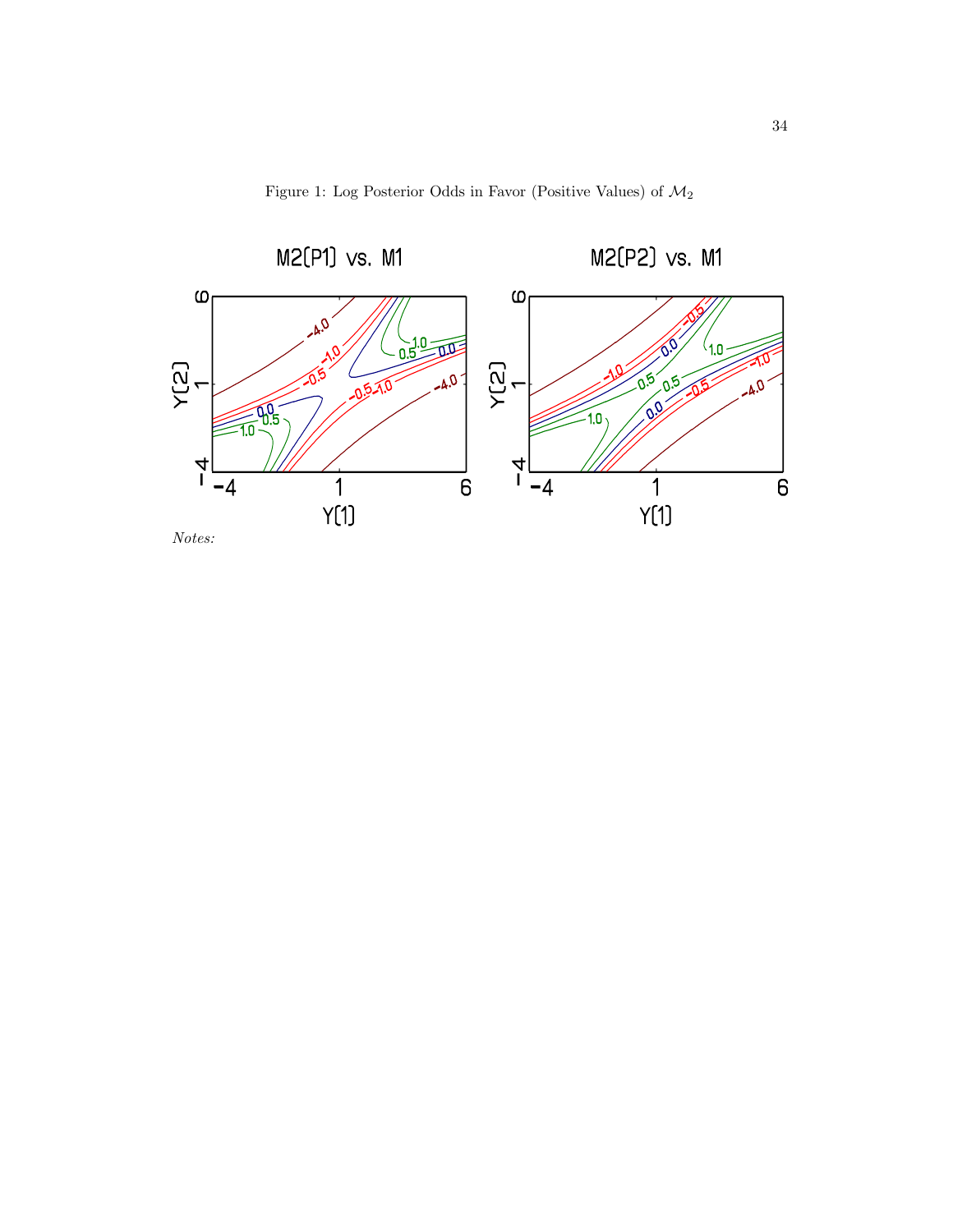Figure 1: Log Posterior Odds in Favor (Positive Values) of $\mathcal{M}_2$

*Notes:*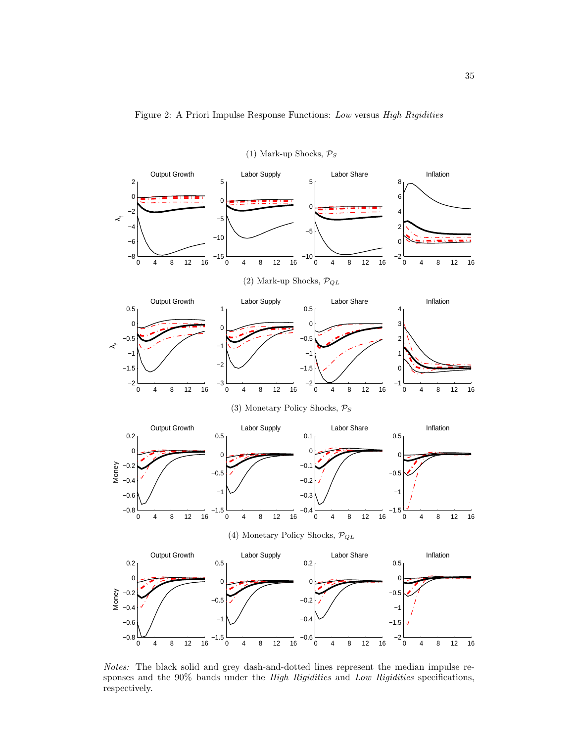Figure 2: A Priori Impulse Response Functions: *Low* versus *High Rigidities*

(1) Mark-up Shocks, $\mathcal{P}_S$

(2) Mark-up Shocks, $\mathcal{P}_{QL}$

(3) Monetary Policy Shocks, $\mathcal{P}_S$

(4) Monetary Policy Shocks, $\mathcal{P}_{QL}$

*Notes:* The black solid and grey dash-and-dotted lines represent the median impulse responses and the 90% bands under the *High Rigidities* and *Low Rigidities* specifications, respectively.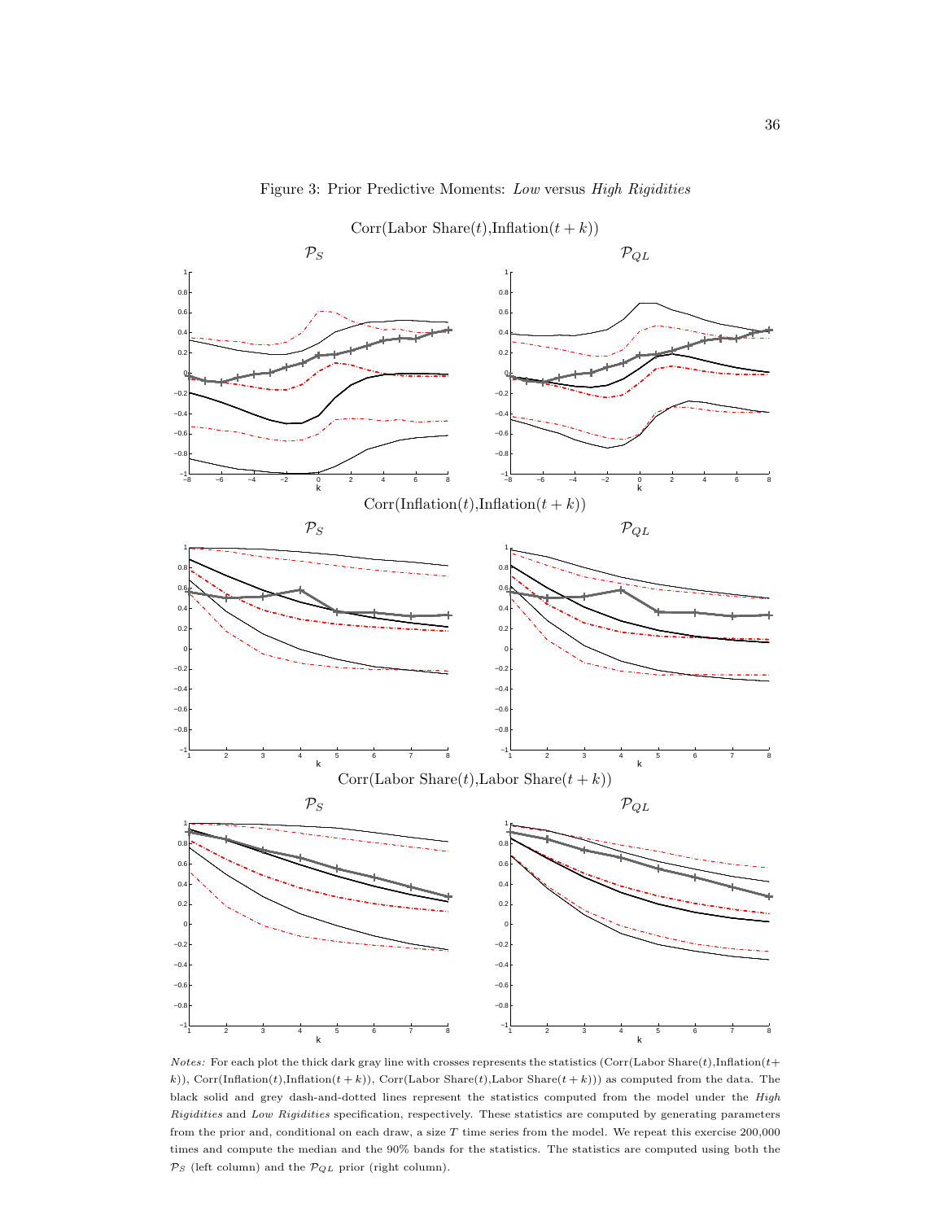Figure 3: Prior Predictive Moments: *Low* versus *High Rigidities*

Corr(Labor Share($t$),Inflation($t+k$))

$\mathcal{P}_S$ $\mathcal{P}_{QL}$

Corr(Inflation($t$),Inflation($t+k$))

$\mathcal{P}_S$ $\mathcal{P}_{QL}$

Corr(Labor Share($t$),Labor Share($t+k$))

$\mathcal{P}_S$ $\mathcal{P}_{QL}$

*Notes:* For each plot the thick dark gray line with crosses represents the statistics (Corr(Labor Share($t$),Inflation($t+k$)), Corr(Inflation($t$),Inflation($t+k$)), Corr(Labor Share($t$),Labor Share($t+k$))) as computed from the data. The black solid and grey dash-and-dotted lines represent the statistics computed from the model under the *High Rigidities* and *Low Rigidities* specification, respectively. These statistics are computed by generating parameters from the prior and, conditional on each draw, a size $T$ time series from the model. We repeat this exercise 200,000 times and compute the median and the 90% bands for the statistics. The statistics are computed using both the $\mathcal{P}_S$ (left column) and the $\mathcal{P}_{QL}$ prior (right column).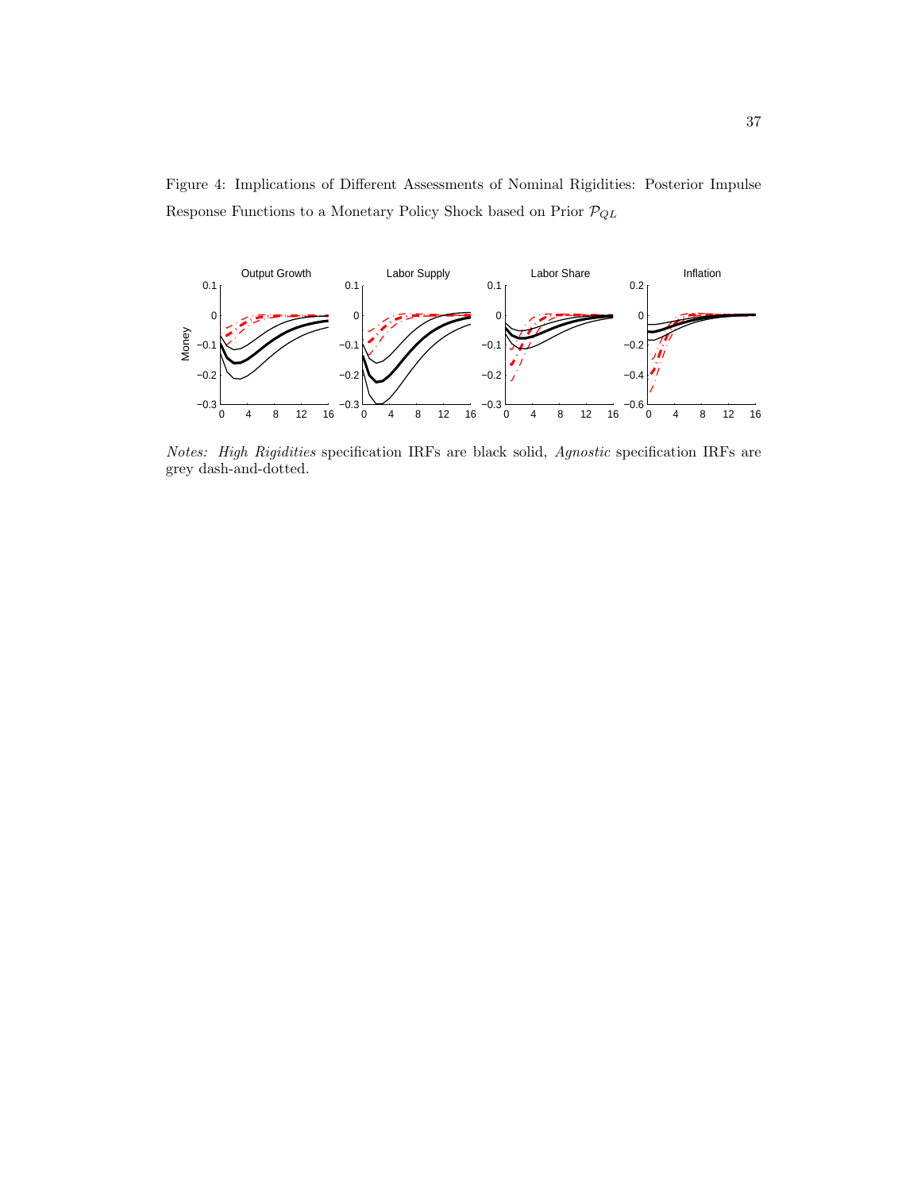Figure 4: Implications of Different Assessments of Nominal Rigidities: Posterior Impulse Response Functions to a Monetary Policy Shock based on Prior $\mathcal{P}_{QL}$

Output Growth

Labor Supply

Labor Share

Inflation

Money

0.1
0
−0.1
−0.2
−0.3

0 4 8 12 16

0.1
0
−0.1
−0.2
−0.3

0 4 8 12 16

0.1
0
−0.1
−0.2
−0.3

0 4 8 12 16

0.2
0
−0.2
−0.4
−0.6

0 4 8 12 16

*Notes: High Rigidities* specification IRFs are black solid, *Agnostic* specification IRFs are grey dash-and-dotted.